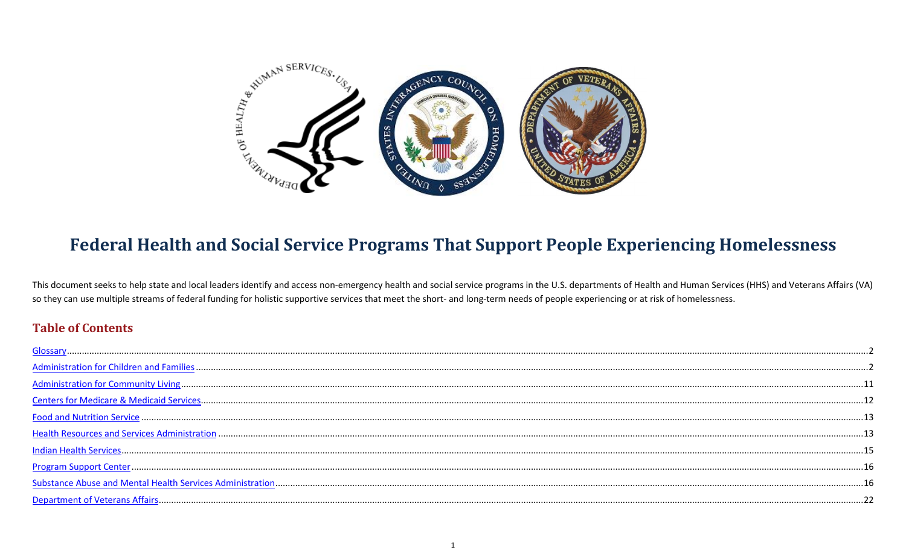# Federal Health and Social Service Programs That Support People Experiencing Homelessness

This document seeks to help state and local leaders identify and access non-emergency health and social service programs in the U.S. departments of Health and Human Services (HHS) and Veterans Affairs (VA) so they can use multiple streams of federal funding for holistic supportive services that meet the short- and long-term needs of people experiencing or at risk of homelessness.

## Table of Contents

- Glossary .......... 2
- Administration for Children and Families .......... 2
- Administration for Community Living .......... 11
- Centers for Medicare & Medicaid Services .......... 12
- Food and Nutrition Service .......... 13
- Health Resources and Services Administration .......... 13
- Indian Health Services .......... 15
- Program Support Center .......... 16
- Substance Abuse and Mental Health Services Administration .......... 16
- Department of Veterans Affairs .......... 22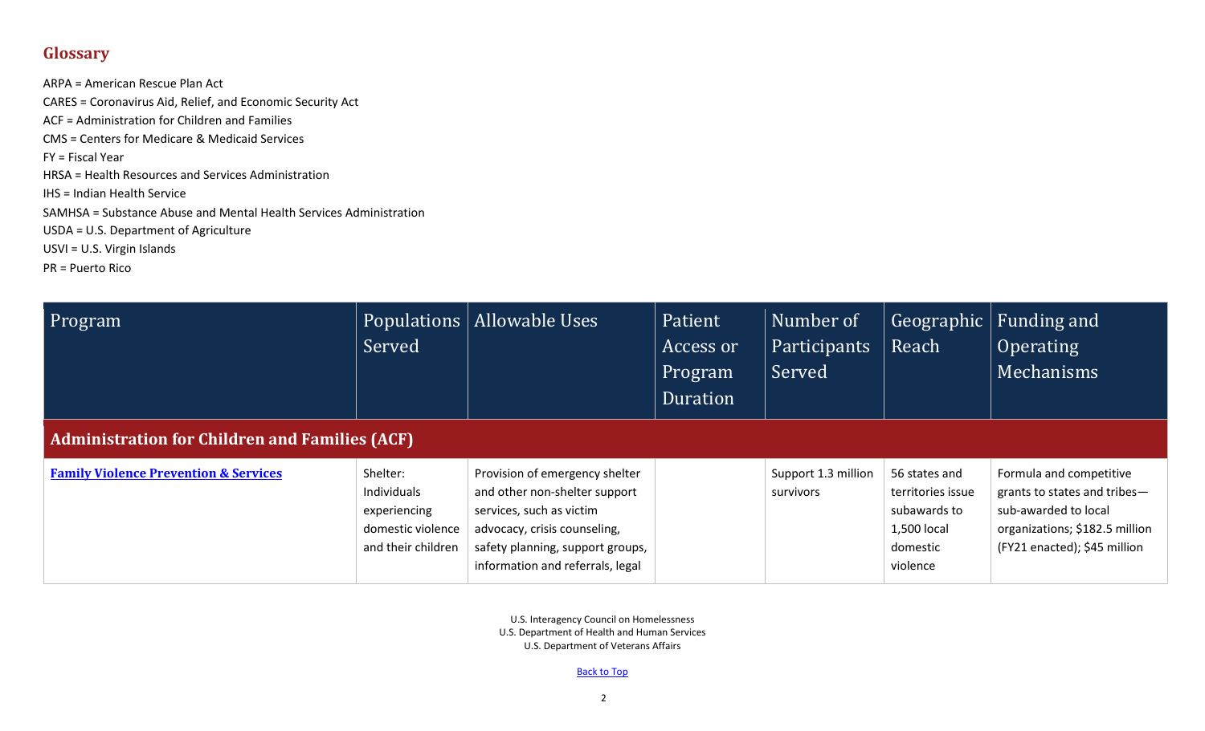## Glossary

ARPA = American Rescue Plan Act
CARES = Coronavirus Aid, Relief, and Economic Security Act
ACF = Administration for Children and Families
CMS = Centers for Medicare & Medicaid Services
FY = Fiscal Year
HRSA = Health Resources and Services Administration
IHS = Indian Health Service
SAMHSA = Substance Abuse and Mental Health Services Administration
USDA = U.S. Department of Agriculture
USVI = U.S. Virgin Islands
PR = Puerto Rico

| Program | Populations Served | Allowable Uses | Patient Access or Program Duration | Number of Participants Served | Geographic Reach | Funding and Operating Mechanisms |
|---|---|---|---|---|---|---|
| **Administration for Children and Families (ACF)** | | | | | | |
| **[Family Violence Prevention & Services]** | Shelter: Individuals experiencing domestic violence and their children | Provision of emergency shelter and other non-shelter support services, such as victim advocacy, crisis counseling, safety planning, support groups, information and referrals, legal | | Support 1.3 million survivors | 56 states and territories issue subawards to 1,500 local domestic violence | Formula and competitive grants to states and tribes—sub-awarded to local organizations; $182.5 million (FY21 enacted); $45 million |

U.S. Interagency Council on Homelessness
U.S. Department of Health and Human Services
U.S. Department of Veterans Affairs

Back to Top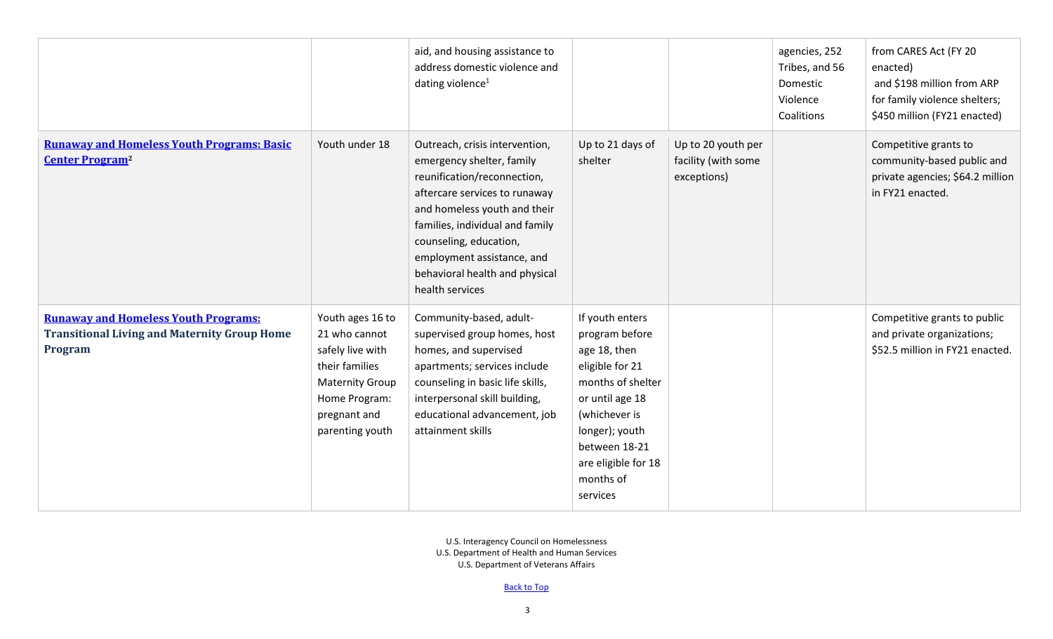| | | | | | | |
|---|---|---|---|---|---|---|
| | | aid, and housing assistance to address domestic violence and dating violence[1] | | | agencies, 252 Tribes, and 56 Domestic Violence Coalitions | from CARES Act (FY 20 enacted) and $198 million from ARP for family violence shelters; $450 million (FY21 enacted) |
| **Runaway and Homeless Youth Programs: Basic Center Program**[2] | Youth under 18 | Outreach, crisis intervention, emergency shelter, family reunification/reconnection, aftercare services to runaway and homeless youth and their families, individual and family counseling, education, employment assistance, and behavioral health and physical health services | Up to 21 days of shelter | Up to 20 youth per facility (with some exceptions) | | Competitive grants to community-based public and private agencies; $64.2 million in FY21 enacted. |
| **Runaway and Homeless Youth Programs: Transitional Living and Maternity Group Home Program** | Youth ages 16 to 21 who cannot safely live with their families Maternity Group Home Program: pregnant and parenting youth | Community-based, adult-supervised group homes, host homes, and supervised apartments; services include counseling in basic life skills, interpersonal skill building, educational advancement, job attainment skills | If youth enters program before age 18, then eligible for 21 months of shelter or until age 18 (whichever is longer); youth between 18-21 are eligible for 18 months of services | | | Competitive grants to public and private organizations; $52.5 million in FY21 enacted. |

U.S. Interagency Council on Homelessness
U.S. Department of Health and Human Services
U.S. Department of Veterans Affairs

Back to Top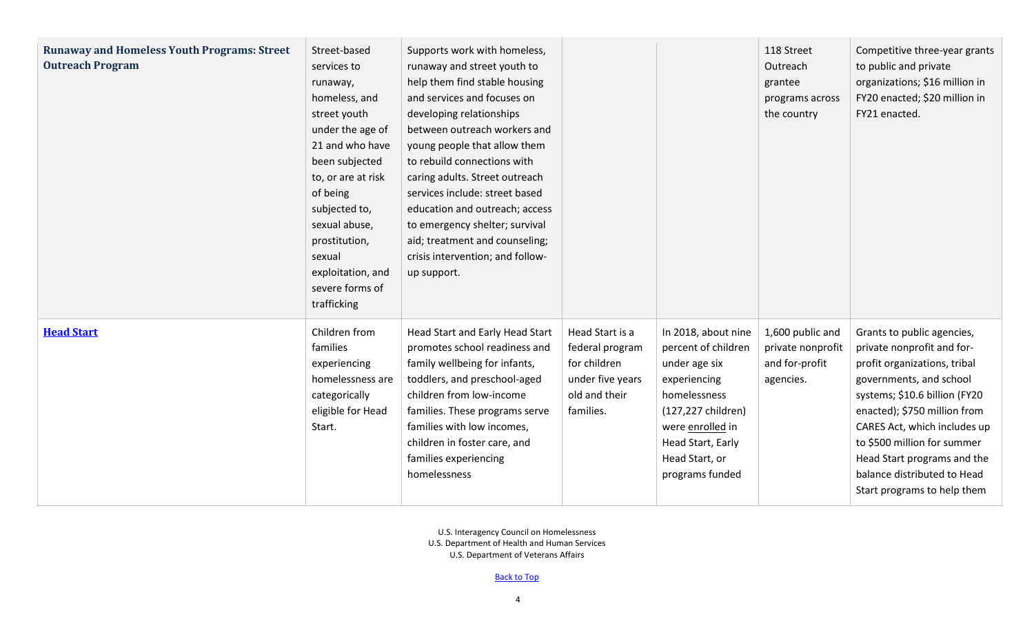| | | | | | | |
|---|---|---|---|---|---|---|
| **Runaway and Homeless Youth Programs: Street Outreach Program** | Street-based services to runaway, homeless, and street youth under the age of 21 and who have been subjected to, or are at risk of being subjected to, sexual abuse, prostitution, sexual exploitation, and severe forms of trafficking | Supports work with homeless, runaway and street youth to help them find stable housing and services and focuses on developing relationships between outreach workers and young people that allow them to rebuild connections with caring adults. Street outreach services include: street based education and outreach; access to emergency shelter; survival aid; treatment and counseling; crisis intervention; and follow-up support. | | | 118 Street Outreach grantee programs across the country | Competitive three-year grants to public and private organizations; $16 million in FY20 enacted; $20 million in FY21 enacted. |
| [**Head Start**]() | Children from families experiencing homelessness are categorically eligible for Head Start. | Head Start and Early Head Start promotes school readiness and family wellbeing for infants, toddlers, and preschool-aged children from low-income families. These programs serve families with low incomes, children in foster care, and families experiencing homelessness | Head Start is a federal program for children under five years old and their families. | In 2018, about nine percent of children under age six experiencing homelessness (127,227 children) were enrolled in Head Start, Early Head Start, or programs funded | 1,600 public and private nonprofit and for-profit agencies. | Grants to public agencies, private nonprofit and for-profit organizations, tribal governments, and school systems; $10.6 billion (FY20 enacted); $750 million from CARES Act, which includes up to $500 million for summer Head Start programs and the balance distributed to Head Start programs to help them |

U.S. Interagency Council on Homelessness
U.S. Department of Health and Human Services
U.S. Department of Veterans Affairs

Back to Top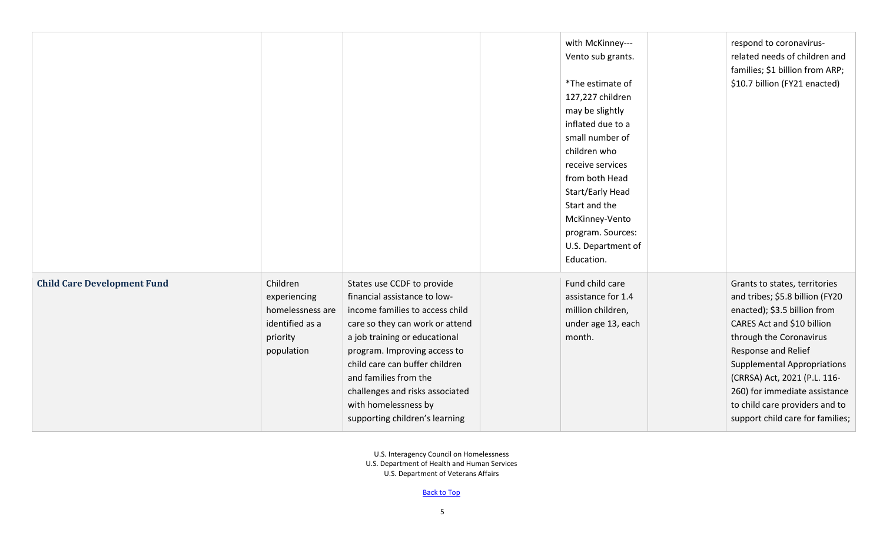| | | | | | | |
|---|---|---|---|---|---|---|
| | | | | with McKinney---Vento sub grants.<br><br>*The estimate of 127,227 children may be slightly inflated due to a small number of children who receive services from both Head Start/Early Head Start and the McKinney-Vento program. Sources: U.S. Department of Education. | | respond to coronavirus-related needs of children and families; $1 billion from ARP; $10.7 billion (FY21 enacted) |
| **Child Care Development Fund** | Children experiencing homelessness are identified as a priority population | States use CCDF to provide financial assistance to low-income families to access child care so they can work or attend a job training or educational program. Improving access to child care can buffer children and families from the challenges and risks associated with homelessness by supporting children's learning | | Fund child care assistance for 1.4 million children, under age 13, each month. | | Grants to states, territories and tribes; $5.8 billion (FY20 enacted); $3.5 billion from CARES Act and $10 billion through the Coronavirus Response and Relief Supplemental Appropriations (CRRSA) Act, 2021 (P.L. 116-260) for immediate assistance to child care providers and to support child care for families; |

U.S. Interagency Council on Homelessness
U.S. Department of Health and Human Services
U.S. Department of Veterans Affairs

[Back to Top]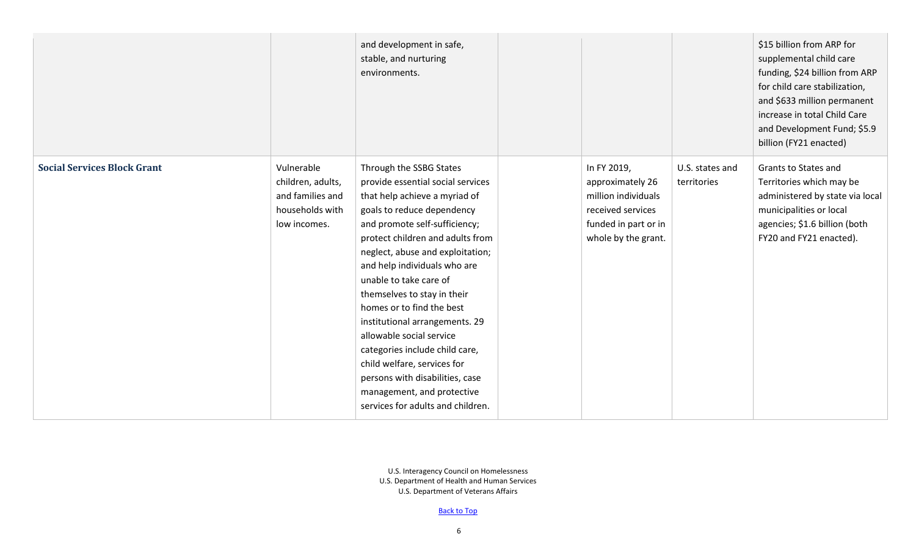| | | | | | | |
|---|---|---|---|---|---|---|
| | | and development in safe, stable, and nurturing environments. | | | | $15 billion from ARP for supplemental child care funding, $24 billion from ARP for child care stabilization, and $633 million permanent increase in total Child Care and Development Fund; $5.9 billion (FY21 enacted) |
| **Social Services Block Grant** | Vulnerable children, adults, and families and households with low incomes. | Through the SSBG States provide essential social services that help achieve a myriad of goals to reduce dependency and promote self-sufficiency; protect children and adults from neglect, abuse and exploitation; and help individuals who are unable to take care of themselves to stay in their homes or to find the best institutional arrangements. 29 allowable social service categories include child care, child welfare, services for persons with disabilities, case management, and protective services for adults and children. | | In FY 2019, approximately 26 million individuals received services funded in part or in whole by the grant. | U.S. states and territories | Grants to States and Territories which may be administered by state via local municipalities or local agencies; $1.6 billion (both FY20 and FY21 enacted). |

U.S. Interagency Council on Homelessness
U.S. Department of Health and Human Services
U.S. Department of Veterans Affairs

Back to Top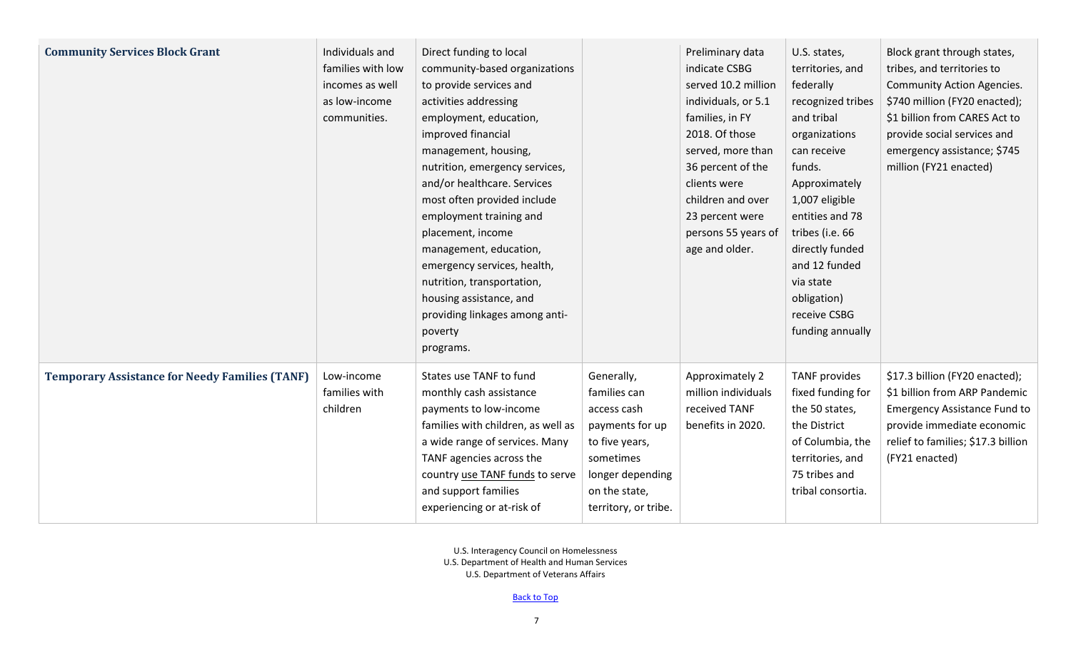| | | | | | | |
|---|---|---|---|---|---|---|
| **Community Services Block Grant** | Individuals and families with low incomes as well as low-income communities. | Direct funding to local community-based organizations to provide services and activities addressing employment, education, improved financial management, housing, nutrition, emergency services, and/or healthcare. Services most often provided include employment training and placement, income management, education, emergency services, health, nutrition, transportation, housing assistance, and providing linkages among anti-poverty programs. | | Preliminary data indicate CSBG served 10.2 million individuals, or 5.1 families, in FY 2018. Of those served, more than 36 percent of the clients were children and over 23 percent were persons 55 years of age and older. | U.S. states, territories, and federally recognized tribes and tribal organizations can receive funds. Approximately 1,007 eligible entities and 78 tribes (i.e. 66 directly funded and 12 funded via state obligation) receive CSBG funding annually | Block grant through states, tribes, and territories to Community Action Agencies. $740 million (FY20 enacted); $1 billion from CARES Act to provide social services and emergency assistance; $745 million (FY21 enacted) |
| **Temporary Assistance for Needy Families (TANF)** | Low-income families with children | States use TANF to fund monthly cash assistance payments to low-income families with children, as well as a wide range of services. Many TANF agencies across the country use TANF funds to serve and support families experiencing or at-risk of | Generally, families can access cash payments for up to five years, sometimes longer depending on the state, territory, or tribe. | Approximately 2 million individuals received TANF benefits in 2020. | TANF provides fixed funding for the 50 states, the District of Columbia, the territories, and 75 tribes and tribal consortia. | $17.3 billion (FY20 enacted); $1 billion from ARP Pandemic Emergency Assistance Fund to provide immediate economic relief to families; $17.3 billion (FY21 enacted) |

U.S. Interagency Council on Homelessness
U.S. Department of Health and Human Services
U.S. Department of Veterans Affairs

Back to Top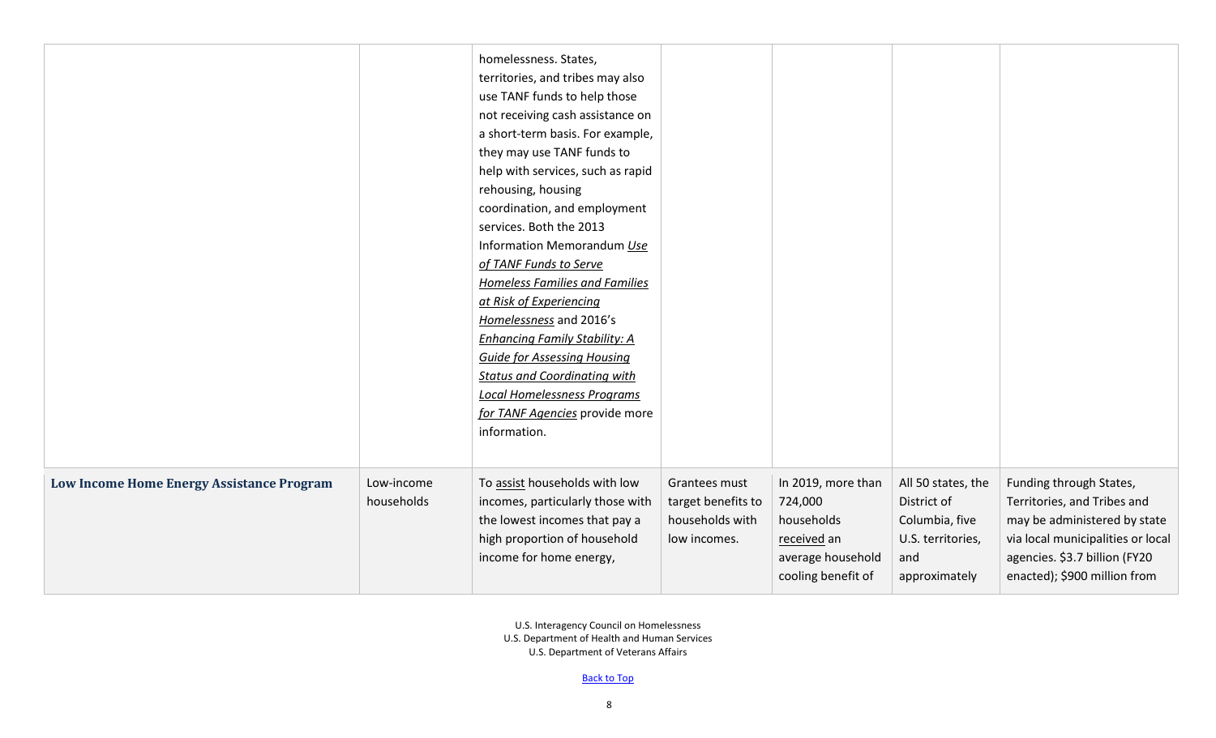| | | | | | | |
|---|---|---|---|---|---|---|
| | | homelessness. States, territories, and tribes may also use TANF funds to help those not receiving cash assistance on a short-term basis. For example, they may use TANF funds to help with services, such as rapid rehousing, housing coordination, and employment services. Both the 2013 Information Memorandum *Use of TANF Funds to Serve Homeless Families and Families at Risk of Experiencing Homelessness* and 2016's *Enhancing Family Stability: A Guide for Assessing Housing Status and Coordinating with Local Homelessness Programs for TANF Agencies* provide more information. | | | | |
| **Low Income Home Energy Assistance Program** | Low-income households | To assist households with low incomes, particularly those with the lowest incomes that pay a high proportion of household income for home energy, | Grantees must target benefits to households with low incomes. | In 2019, more than 724,000 households received an average household cooling benefit of | All 50 states, the District of Columbia, five U.S. territories, and approximately | Funding through States, Territories, and Tribes and may be administered by state via local municipalities or local agencies. \$3.7 billion (FY20 enacted); \$900 million from |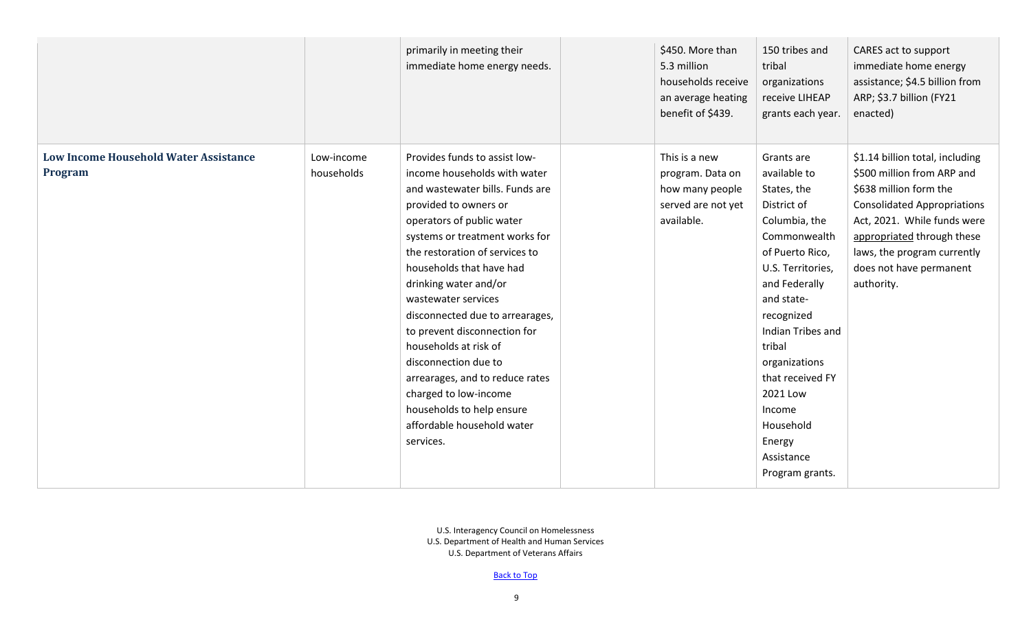| | | | | | | |
|---|---|---|---|---|---|---|
| | | primarily in meeting their immediate home energy needs. | | $450. More than 5.3 million households receive an average heating benefit of $439. | 150 tribes and tribal organizations receive LIHEAP grants each year. | CARES act to support immediate home energy assistance; $4.5 billion from ARP; $3.7 billion (FY21 enacted) |
| **Low Income Household Water Assistance Program** | Low-income households | Provides funds to assist low-income households with water and wastewater bills. Funds are provided to owners or operators of public water systems or treatment works for the restoration of services to households that have had drinking water and/or wastewater services disconnected due to arrearages, to prevent disconnection for households at risk of disconnection due to arrearages, and to reduce rates charged to low-income households to help ensure affordable household water services. | | This is a new program. Data on how many people served are not yet available. | Grants are available to States, the District of Columbia, the Commonwealth of Puerto Rico, U.S. Territories, and Federally and state-recognized Indian Tribes and tribal organizations that received FY 2021 Low Income Household Energy Assistance Program grants. | $1.14 billion total, including $500 million from ARP and $638 million form the Consolidated Appropriations Act, 2021. While funds were appropriated through these laws, the program currently does not have permanent authority. |

U.S. Interagency Council on Homelessness
U.S. Department of Health and Human Services
U.S. Department of Veterans Affairs

Back to Top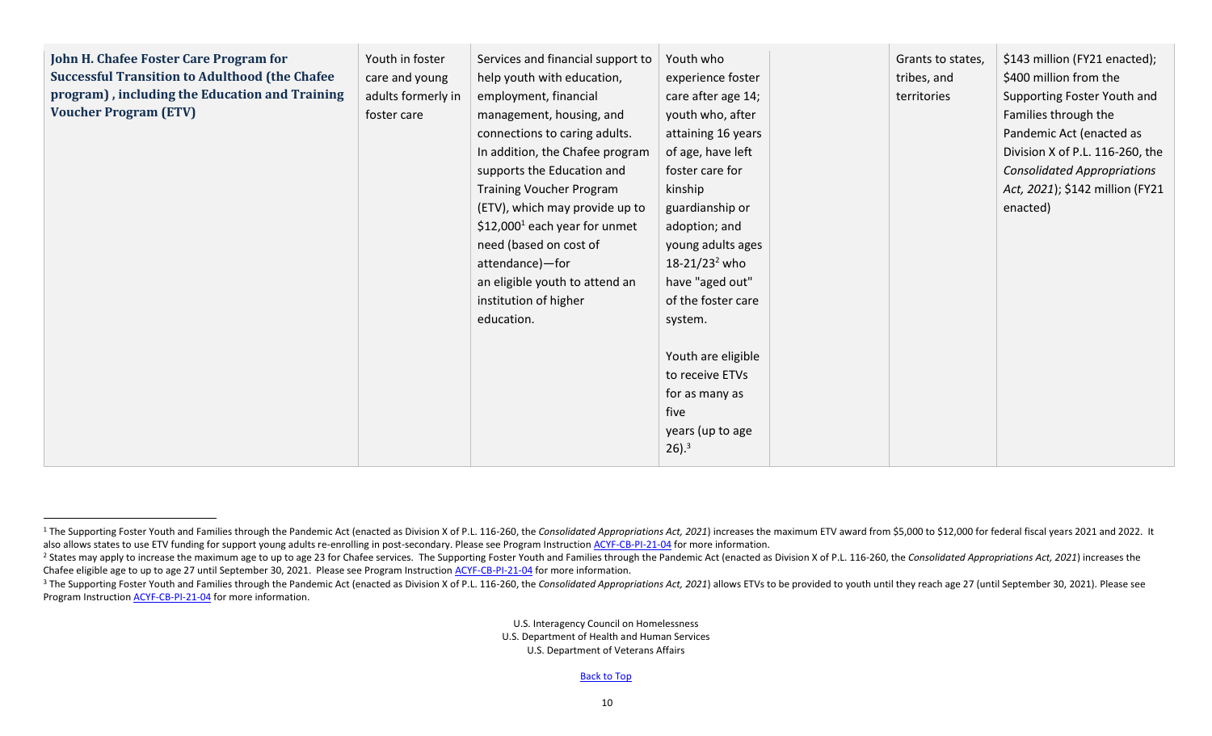| | | | | | | |
|---|---|---|---|---|---|---|
| **John H. Chafee Foster Care Program for Successful Transition to Adulthood (the Chafee program) , including the Education and Training Voucher Program (ETV)** | Youth in foster care and young adults formerly in foster care | Services and financial support to help youth with education, employment, financial management, housing, and connections to caring adults. In addition, the Chafee program supports the Education and Training Voucher Program (ETV), which may provide up to $12,000[1] each year for unmet need (based on cost of attendance)—for an eligible youth to attend an institution of higher education. | Youth who experience foster care after age 14; youth who, after attaining 16 years of age, have left foster care for kinship guardianship or adoption; and young adults ages 18-21/23[2] who have "aged out" of the foster care system.<br><br>Youth are eligible to receive ETVs for as many as five years (up to age 26).[3] | | Grants to states, tribes, and territories | $143 million (FY21 enacted); $400 million from the Supporting Foster Youth and Families through the Pandemic Act (enacted as Division X of P.L. 116-260, the *Consolidated Appropriations Act, 2021*); $142 million (FY21 enacted) |

[1] The Supporting Foster Youth and Families through the Pandemic Act (enacted as Division X of P.L. 116-260, the *Consolidated Appropriations Act, 2021*) increases the maximum ETV award from $5,000 to $12,000 for federal fiscal years 2021 and 2022. It also allows states to use ETV funding for support young adults re-enrolling in post-secondary. Please see Program Instruction ACYF-CB-PI-21-04 for more information.

[2] States may apply to increase the maximum age to up to age 23 for Chafee services. The Supporting Foster Youth and Families through the Pandemic Act (enacted as Division X of P.L. 116-260, the *Consolidated Appropriations Act, 2021*) increases the Chafee eligible age to up to age 27 until September 30, 2021. Please see Program Instruction ACYF-CB-PI-21-04 for more information.

[3] The Supporting Foster Youth and Families through the Pandemic Act (enacted as Division X of P.L. 116-260, the *Consolidated Appropriations Act, 2021*) allows ETVs to be provided to youth until they reach age 27 (until September 30, 2021). Please see Program Instruction ACYF-CB-PI-21-04 for more information.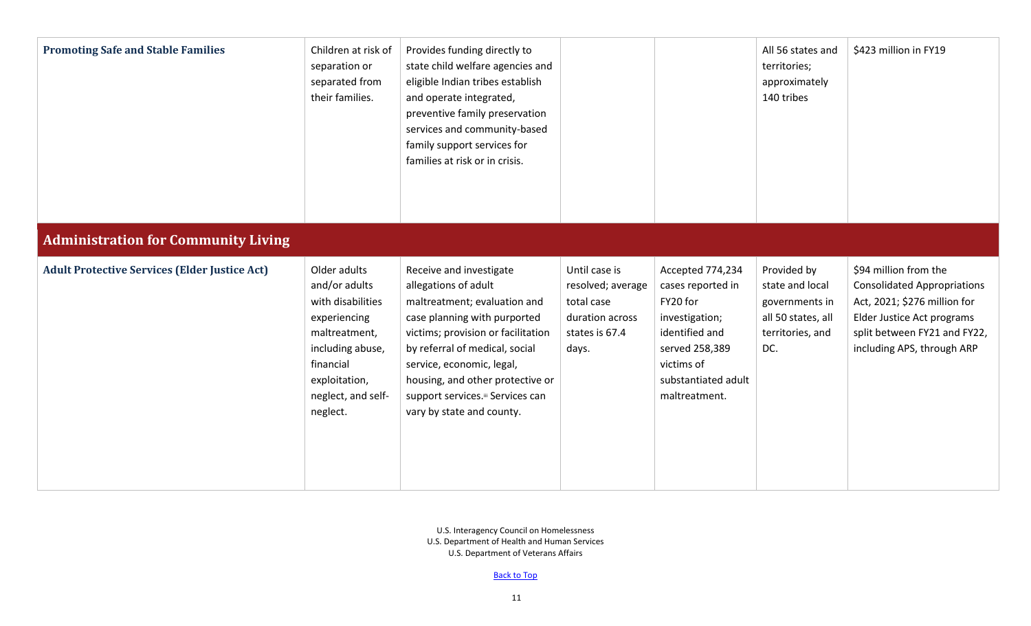| | | | | | | |
|---|---|---|---|---|---|---|
| **Promoting Safe and Stable Families** | Children at risk of separation or separated from their families. | Provides funding directly to state child welfare agencies and eligible Indian tribes establish and operate integrated, preventive family preservation services and community-based family support services for families at risk or in crisis. | | | All 56 states and territories; approximately 140 tribes | $423 million in FY19 |
| **Administration for Community Living** | | | | | | |
| **Adult Protective Services (Elder Justice Act)** | Older adults and/or adults with disabilities experiencing maltreatment, including abuse, financial exploitation, neglect, and self-neglect. | Receive and investigate allegations of adult maltreatment; evaluation and case planning with purported victims; provision or facilitation by referral of medical, social service, economic, legal, housing, and other protective or support services.[iii] Services can vary by state and county. | Until case is resolved; average total case duration across states is 67.4 days. | Accepted 774,234 cases reported in FY20 for investigation; identified and served 258,389 victims of substantiated adult maltreatment. | Provided by state and local governments in all 50 states, all territories, and DC. | $94 million from the Consolidated Appropriations Act, 2021; $276 million for Elder Justice Act programs split between FY21 and FY22, including APS, through ARP |

U.S. Interagency Council on Homelessness
U.S. Department of Health and Human Services
U.S. Department of Veterans Affairs

Back to Top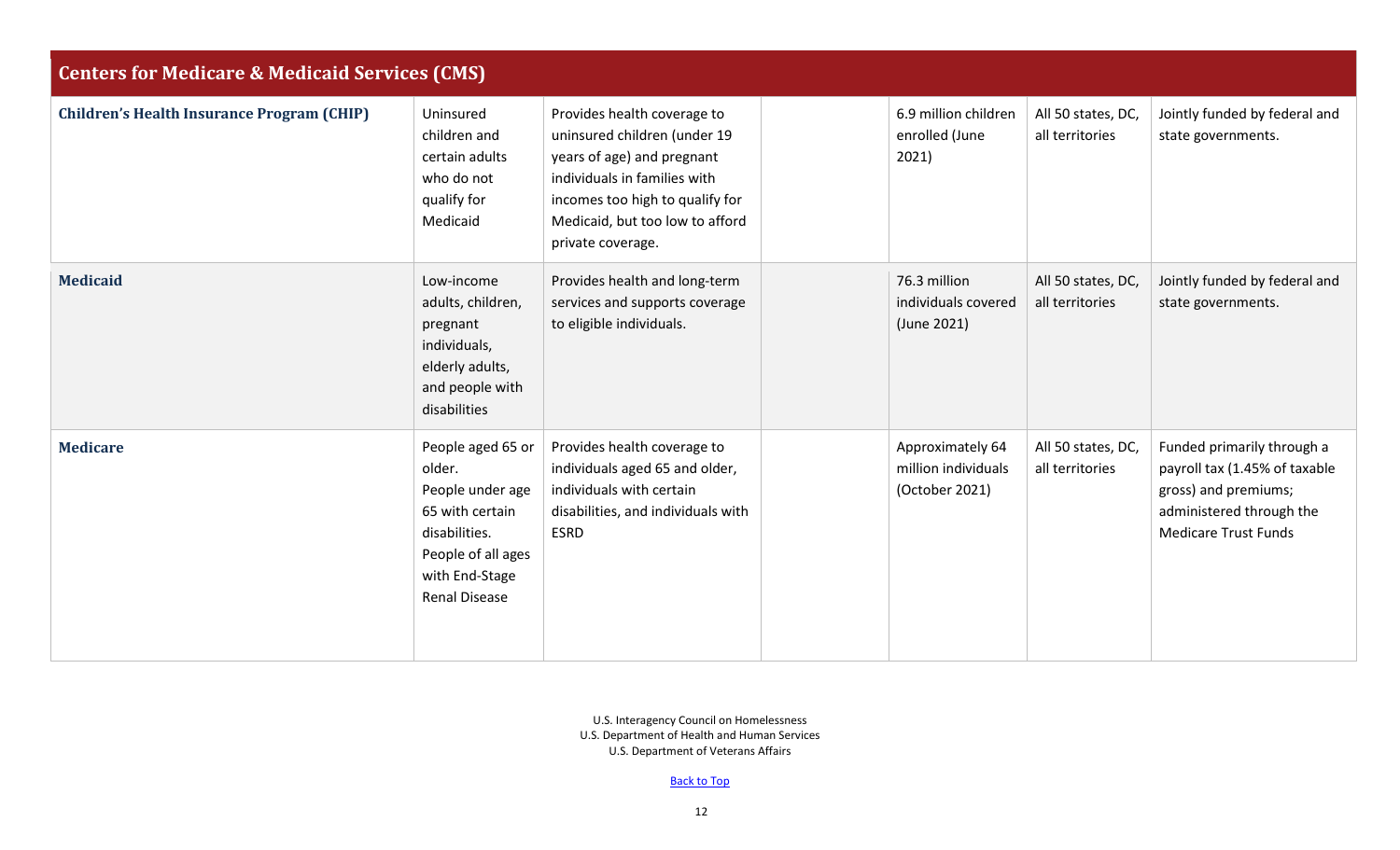| Centers for Medicare & Medicaid Services (CMS) | | | | | | |
|---|---|---|---|---|---|---|
| **Children's Health Insurance Program (CHIP)** | Uninsured children and certain adults who do not qualify for Medicaid | Provides health coverage to uninsured children (under 19 years of age) and pregnant individuals in families with incomes too high to qualify for Medicaid, but too low to afford private coverage. | | 6.9 million children enrolled (June 2021) | All 50 states, DC, all territories | Jointly funded by federal and state governments. |
| **Medicaid** | Low-income adults, children, pregnant individuals, elderly adults, and people with disabilities | Provides health and long-term services and supports coverage to eligible individuals. | | 76.3 million individuals covered (June 2021) | All 50 states, DC, all territories | Jointly funded by federal and state governments. |
| **Medicare** | People aged 65 or older. People under age 65 with certain disabilities. People of all ages with End-Stage Renal Disease | Provides health coverage to individuals aged 65 and older, individuals with certain disabilities, and individuals with ESRD | | Approximately 64 million individuals (October 2021) | All 50 states, DC, all territories | Funded primarily through a payroll tax (1.45% of taxable gross) and premiums; administered through the Medicare Trust Funds |

U.S. Interagency Council on Homelessness
U.S. Department of Health and Human Services
U.S. Department of Veterans Affairs

Back to Top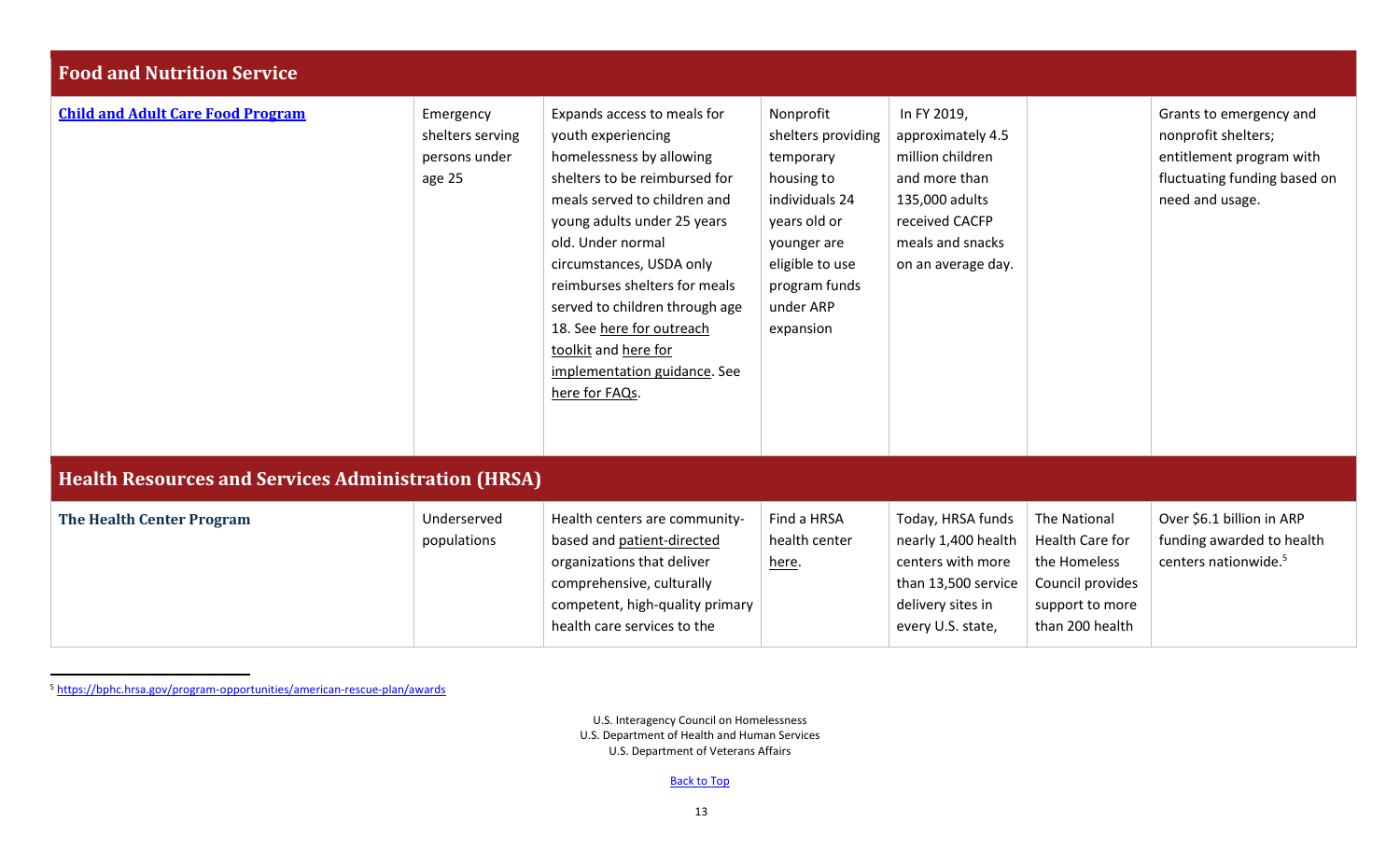| | | | | | | |
|---|---|---|---|---|---|---|
| **Food and Nutrition Service** | | | | | | |
| **[Child and Adult Care Food Program]()** | Emergency shelters serving persons under age 25 | Expands access to meals for youth experiencing homelessness by allowing shelters to be reimbursed for meals served to children and young adults under 25 years old. Under normal circumstances, USDA only reimburses shelters for meals served to children through age 18. See [here for outreach toolkit]() and [here for implementation guidance](). See [here for FAQs](). | Nonprofit shelters providing temporary housing to individuals 24 years old or younger are eligible to use program funds under ARP expansion | In FY 2019, approximately 4.5 million children and more than 135,000 adults received CACFP meals and snacks on an average day. | | Grants to emergency and nonprofit shelters; entitlement program with fluctuating funding based on need and usage. |
| **Health Resources and Services Administration (HRSA)** | | | | | | |
| **The Health Center Program** | Underserved populations | Health centers are community-based and [patient-directed]() organizations that deliver comprehensive, culturally competent, high-quality primary health care services to the | Find a HRSA health center [here](). | Today, HRSA funds nearly 1,400 health centers with more than 13,500 service delivery sites in every U.S. state, | The National Health Care for the Homeless Council provides support to more than 200 health | Over $6.1 billion in ARP funding awarded to health centers nationwide.[5] |

[5] https://bphc.hrsa.gov/program-opportunities/american-rescue-plan/awards

U.S. Interagency Council on Homelessness
U.S. Department of Health and Human Services
U.S. Department of Veterans Affairs

[Back to Top]()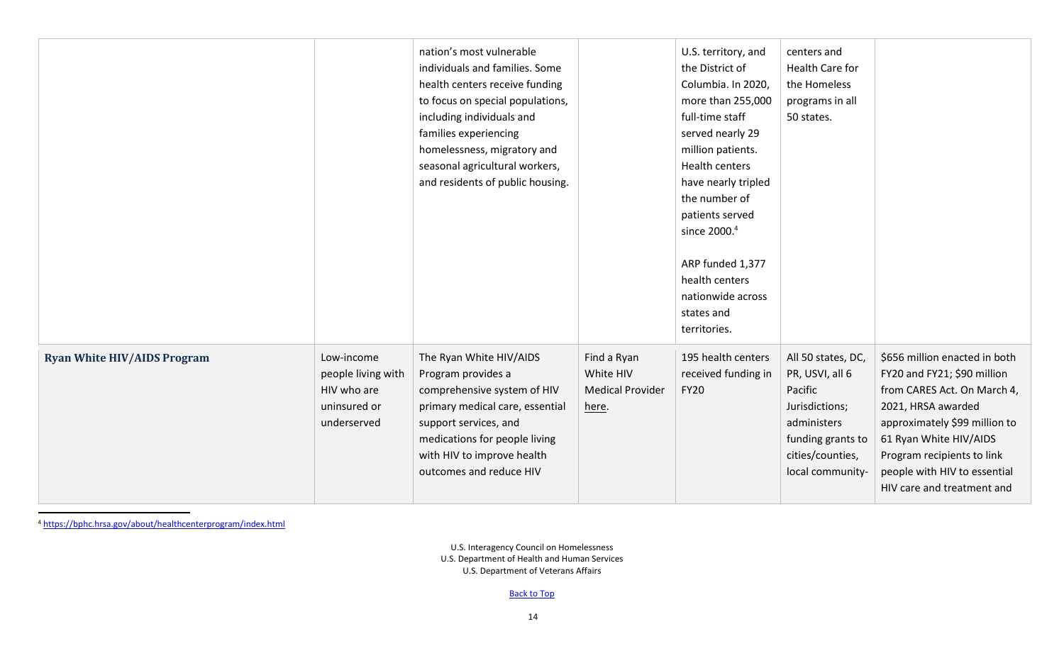| | | | | | | |
|---|---|---|---|---|---|---|
| | | nation's most vulnerable individuals and families. Some health centers receive funding to focus on special populations, including individuals and families experiencing homelessness, migratory and seasonal agricultural workers, and residents of public housing. | | U.S. territory, and the District of Columbia. In 2020, more than 255,000 full-time staff served nearly 29 million patients. Health centers have nearly tripled the number of patients served since 2000.[4]<br><br>ARP funded 1,377 health centers nationwide across states and territories. | centers and Health Care for the Homeless programs in all 50 states. | |
| **Ryan White HIV/AIDS Program** | Low-income people living with HIV who are uninsured or underserved | The Ryan White HIV/AIDS Program provides a comprehensive system of HIV primary medical care, essential support services, and medications for people living with HIV to improve health outcomes and reduce HIV | Find a Ryan White HIV Medical Provider here. | 195 health centers received funding in FY20 | All 50 states, DC, PR, USVI, all 6 Pacific Jurisdictions; administers funding grants to cities/counties, local community- | $656 million enacted in both FY20 and FY21; $90 million from CARES Act. On March 4, 2021, HRSA awarded approximately $99 million to 61 Ryan White HIV/AIDS Program recipients to link people with HIV to essential HIV care and treatment and |

[4] https://bphc.hrsa.gov/about/healthcenterprogram/index.html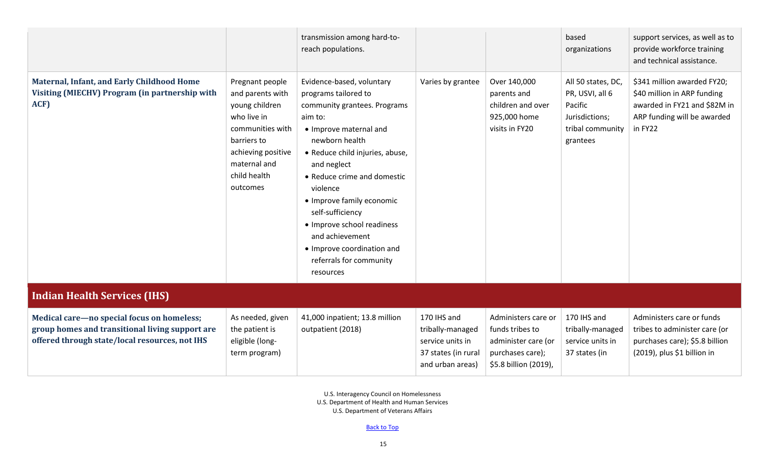| | | | | | | |
|---|---|---|---|---|---|---|
| | | transmission among hard-to-reach populations. | | | based organizations | support services, as well as to provide workforce training and technical assistance. |
| **Maternal, Infant, and Early Childhood Home Visiting (MIECHV) Program (in partnership with ACF)** | Pregnant people and parents with young children who live in communities with barriers to achieving positive maternal and child health outcomes | Evidence-based, voluntary programs tailored to community grantees. Programs aim to: <br>• Improve maternal and newborn health <br>• Reduce child injuries, abuse, and neglect <br>• Reduce crime and domestic violence <br>• Improve family economic self-sufficiency <br>• Improve school readiness and achievement <br>• Improve coordination and referrals for community resources | Varies by grantee | Over 140,000 parents and children and over 925,000 home visits in FY20 | All 50 states, DC, PR, USVI, all 6 Pacific Jurisdictions; tribal community grantees | $341 million awarded FY20; $40 million in ARP funding awarded in FY21 and $82M in ARP funding will be awarded in FY22 |
| **Indian Health Services (IHS)** | | | | | | |
| **Medical care—no special focus on homeless; group homes and transitional living support are offered through state/local resources, not IHS** | As needed, given the patient is eligible (long-term program) | 41,000 inpatient; 13.8 million outpatient (2018) | 170 IHS and tribally-managed service units in 37 states (in rural and urban areas) | Administers care or funds tribes to administer care (or purchases care); $5.8 billion (2019), | 170 IHS and tribally-managed service units in 37 states (in | Administers care or funds tribes to administer care (or purchases care); $5.8 billion (2019), plus $1 billion in |

U.S. Interagency Council on Homelessness
U.S. Department of Health and Human Services
U.S. Department of Veterans Affairs

Back to Top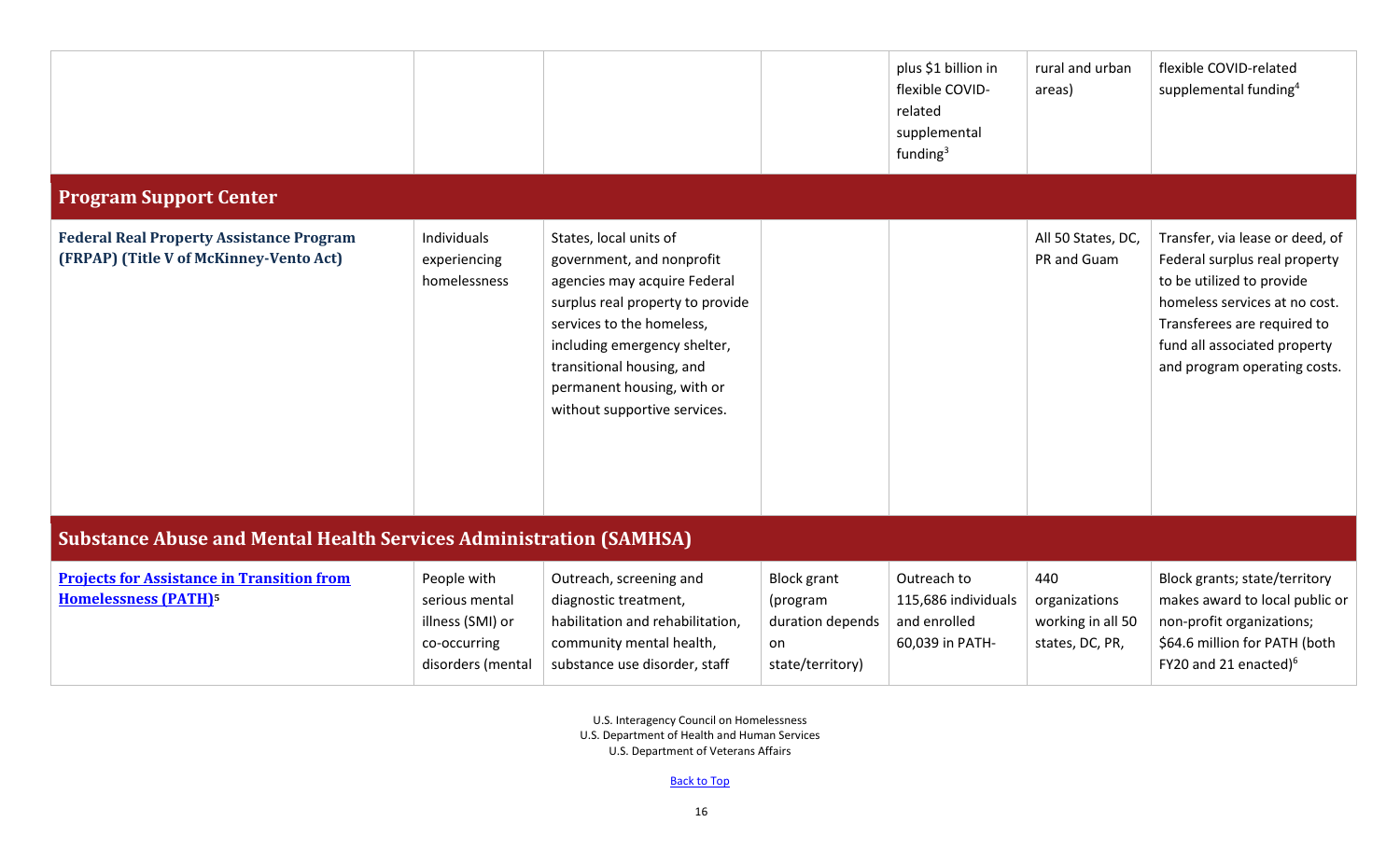| | | | | | | |
|---|---|---|---|---|---|---|
| | | | | plus $1 billion in flexible COVID-related supplemental funding[3] | rural and urban areas) | flexible COVID-related supplemental funding[4] |
| **Program Support Center** | | | | | | |
| **Federal Real Property Assistance Program (FRPAP) (Title V of McKinney-Vento Act)** | Individuals experiencing homelessness | States, local units of government, and nonprofit agencies may acquire Federal surplus real property to provide services to the homeless, including emergency shelter, transitional housing, and permanent housing, with or without supportive services. | | | All 50 States, DC, PR and Guam | Transfer, via lease or deed, of Federal surplus real property to be utilized to provide homeless services at no cost. Transferees are required to fund all associated property and program operating costs. |
| **Substance Abuse and Mental Health Services Administration (SAMHSA)** | | | | | | |
| **[Projects for Assistance in Transition from Homelessness (PATH)][5]** | People with serious mental illness (SMI) or co-occurring disorders (mental | Outreach, screening and diagnostic treatment, habilitation and rehabilitation, community mental health, substance use disorder, staff | Block grant (program duration depends on state/territory) | Outreach to 115,686 individuals and enrolled 60,039 in PATH- | 440 organizations working in all 50 states, DC, PR, | Block grants; state/territory makes award to local public or non-profit organizations; $64.6 million for PATH (both FY20 and 21 enacted)[6] |

U.S. Interagency Council on Homelessness
U.S. Department of Health and Human Services
U.S. Department of Veterans Affairs

Back to Top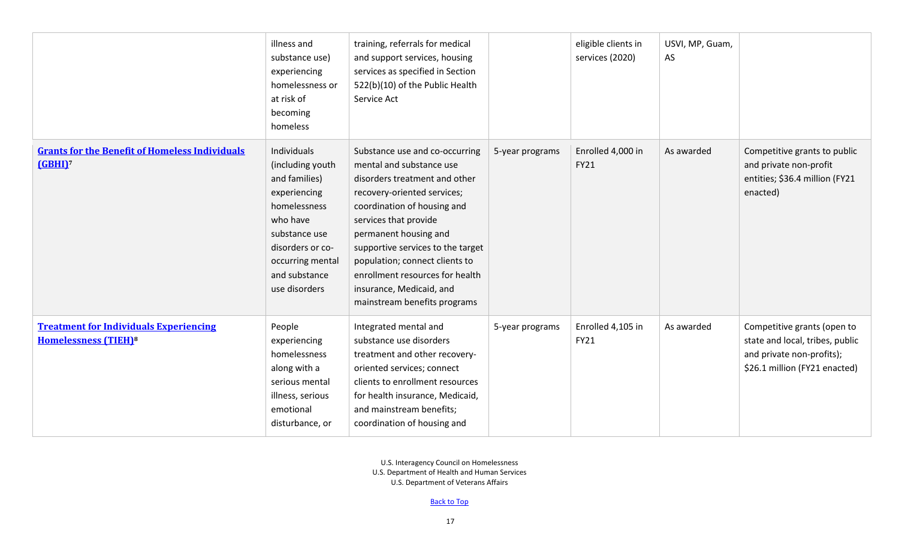| | | | | | | |
|---|---|---|---|---|---|---|
| | illness and substance use) experiencing homelessness or at risk of becoming homeless | training, referrals for medical and support services, housing services as specified in Section 522(b)(10) of the Public Health Service Act | | eligible clients in services (2020) | USVI, MP, Guam, AS | |
| **Grants for the Benefit of Homeless Individuals (GBHI)**[7] | Individuals (including youth and families) experiencing homelessness who have substance use disorders or co-occurring mental and substance use disorders | Substance use and co-occurring mental and substance use disorders treatment and other recovery-oriented services; coordination of housing and services that provide permanent housing and supportive services to the target population; connect clients to enrollment resources for health insurance, Medicaid, and mainstream benefits programs | 5-year programs | Enrolled 4,000 in FY21 | As awarded | Competitive grants to public and private non-profit entities; $36.4 million (FY21 enacted) |
| **Treatment for Individuals Experiencing Homelessness (TIEH)**[8] | People experiencing homelessness along with a serious mental illness, serious emotional disturbance, or | Integrated mental and substance use disorders treatment and other recovery-oriented services; connect clients to enrollment resources for health insurance, Medicaid, and mainstream benefits; coordination of housing and | 5-year programs | Enrolled 4,105 in FY21 | As awarded | Competitive grants (open to state and local, tribes, public and private non-profits); $26.1 million (FY21 enacted) |

U.S. Interagency Council on Homelessness
U.S. Department of Health and Human Services
U.S. Department of Veterans Affairs

Back to Top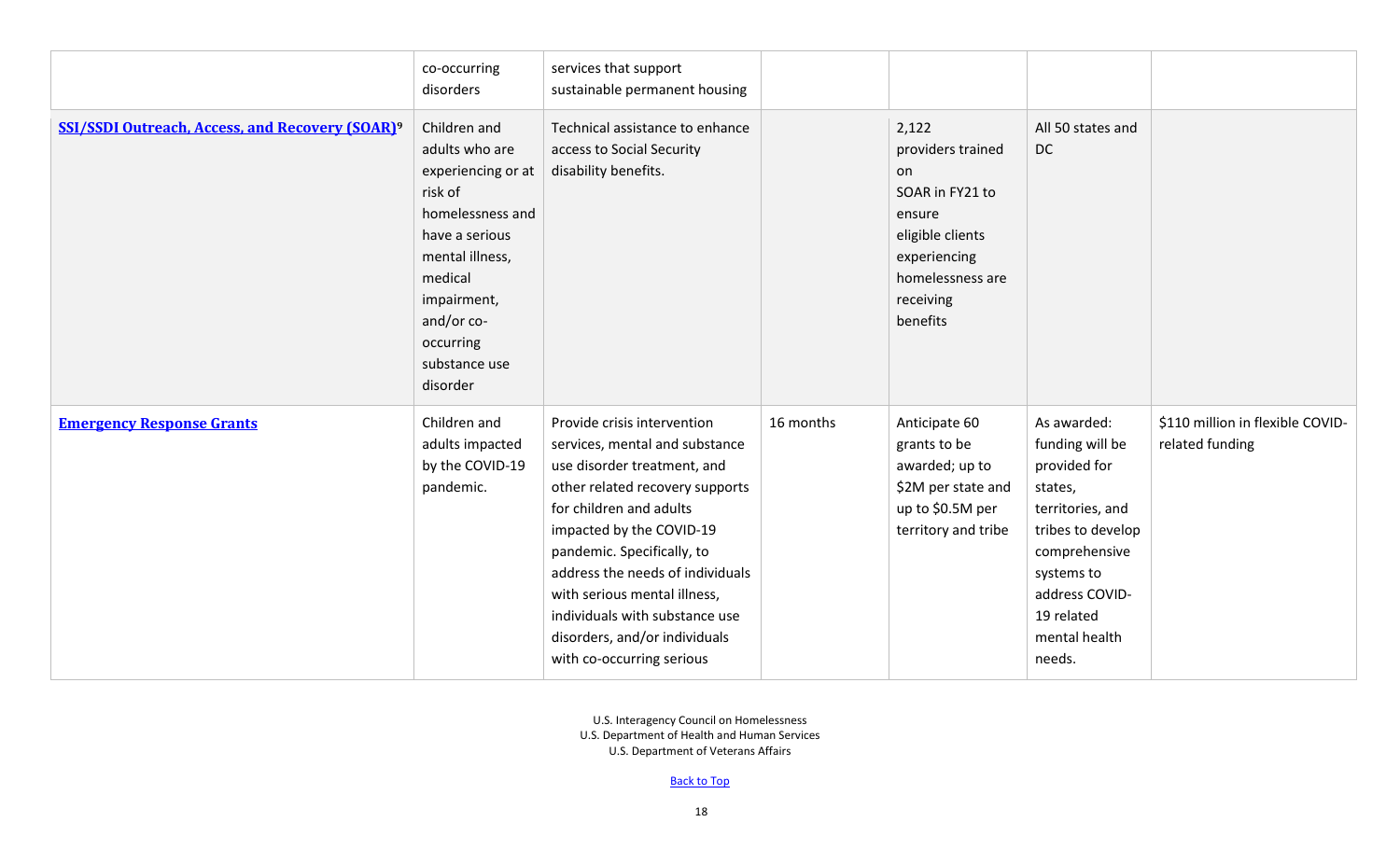| | | | | | | |
|---|---|---|---|---|---|---|
| | co-occurring disorders | services that support sustainable permanent housing | | | | |
| **SSI/SSDI Outreach, Access, and Recovery (SOAR)**[9] | Children and adults who are experiencing or at risk of homelessness and have a serious mental illness, medical impairment, and/or co-occurring substance use disorder | Technical assistance to enhance access to Social Security disability benefits. | | 2,122 providers trained on SOAR in FY21 to ensure eligible clients experiencing homelessness are receiving benefits | All 50 states and DC | |
| **Emergency Response Grants** | Children and adults impacted by the COVID-19 pandemic. | Provide crisis intervention services, mental and substance use disorder treatment, and other related recovery supports for children and adults impacted by the COVID-19 pandemic. Specifically, to address the needs of individuals with serious mental illness, individuals with substance use disorders, and/or individuals with co-occurring serious | 16 months | Anticipate 60 grants to be awarded; up to $2M per state and up to $0.5M per territory and tribe | As awarded: funding will be provided for states, territories, and tribes to develop comprehensive systems to address COVID-19 related mental health needs. | $110 million in flexible COVID-related funding |

U.S. Interagency Council on Homelessness
U.S. Department of Health and Human Services
U.S. Department of Veterans Affairs

Back to Top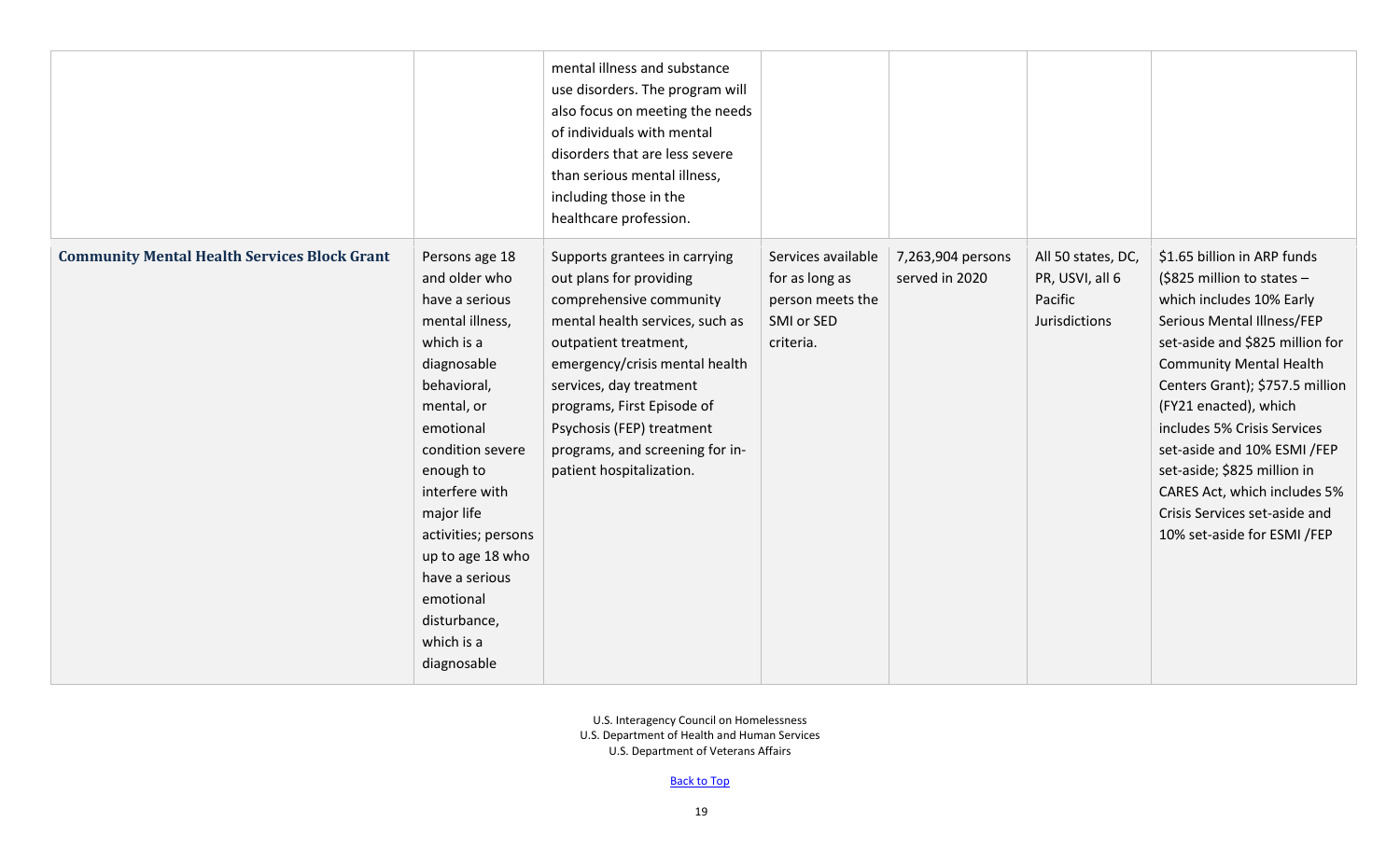| | | | | | | |
|---|---|---|---|---|---|---|
| | | mental illness and substance use disorders. The program will also focus on meeting the needs of individuals with mental disorders that are less severe than serious mental illness, including those in the healthcare profession. | | | | |
| **Community Mental Health Services Block Grant** | Persons age 18 and older who have a serious mental illness, which is a diagnosable behavioral, mental, or emotional condition severe enough to interfere with major life activities; persons up to age 18 who have a serious emotional disturbance, which is a diagnosable | Supports grantees in carrying out plans for providing comprehensive community mental health services, such as outpatient treatment, emergency/crisis mental health services, day treatment programs, First Episode of Psychosis (FEP) treatment programs, and screening for in-patient hospitalization. | Services available for as long as person meets the SMI or SED criteria. | 7,263,904 persons served in 2020 | All 50 states, DC, PR, USVI, all 6 Pacific Jurisdictions | $1.65 billion in ARP funds ($825 million to states – which includes 10% Early Serious Mental Illness/FEP set-aside and $825 million for Community Mental Health Centers Grant); $757.5 million (FY21 enacted), which includes 5% Crisis Services set-aside and 10% ESMI /FEP set-aside; $825 million in CARES Act, which includes 5% Crisis Services set-aside and 10% set-aside for ESMI /FEP |

U.S. Interagency Council on Homelessness
U.S. Department of Health and Human Services
U.S. Department of Veterans Affairs

Back to Top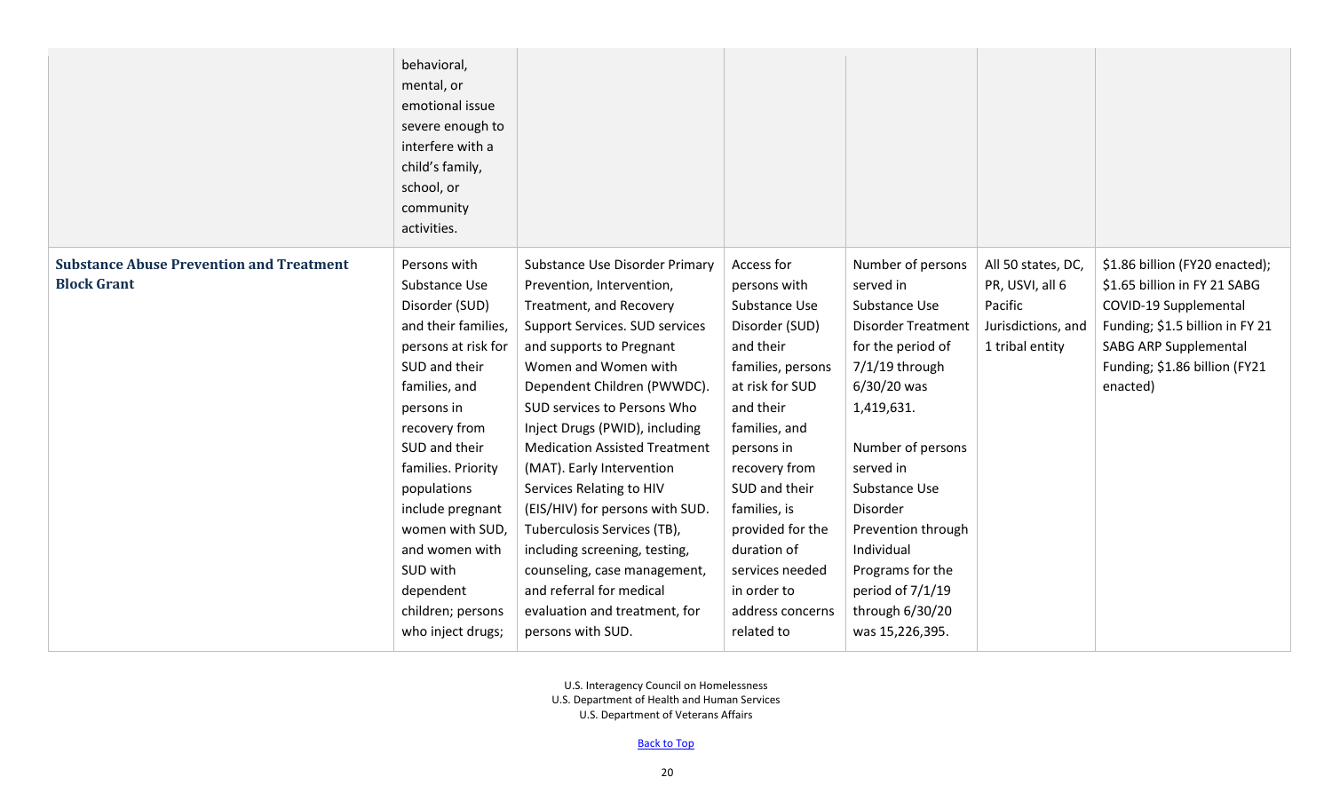| | | | | | | |
|---|---|---|---|---|---|---|
| | behavioral, mental, or emotional issue severe enough to interfere with a child's family, school, or community activities. | | | | | |
| **Substance Abuse Prevention and Treatment Block Grant** | Persons with Substance Use Disorder (SUD) and their families, persons at risk for SUD and their families, and persons in recovery from SUD and their families. Priority populations include pregnant women with SUD, and women with SUD with dependent children; persons who inject drugs; | Substance Use Disorder Primary Prevention, Intervention, Treatment, and Recovery Support Services. SUD services and supports to Pregnant Women and Women with Dependent Children (PWWDC). SUD services to Persons Who Inject Drugs (PWID), including Medication Assisted Treatment (MAT). Early Intervention Services Relating to HIV (EIS/HIV) for persons with SUD. Tuberculosis Services (TB), including screening, testing, counseling, case management, and referral for medical evaluation and treatment, for persons with SUD. | Access for persons with Substance Use Disorder (SUD) and their families, persons at risk for SUD and their families, and persons in recovery from SUD and their families, is provided for the duration of services needed in order to address concerns related to | Number of persons served in Substance Use Disorder Treatment for the period of 7/1/19 through 6/30/20 was 1,419,631.<br><br>Number of persons served in Substance Use Disorder Prevention through Individual Programs for the period of 7/1/19 through 6/30/20 was 15,226,395. | All 50 states, DC, PR, USVI, all 6 Pacific Jurisdictions, and 1 tribal entity | $1.86 billion (FY20 enacted); $1.65 billion in FY 21 SABG COVID-19 Supplemental Funding; $1.5 billion in FY 21 SABG ARP Supplemental Funding; $1.86 billion (FY21 enacted) |

U.S. Interagency Council on Homelessness
U.S. Department of Health and Human Services
U.S. Department of Veterans Affairs

Back to Top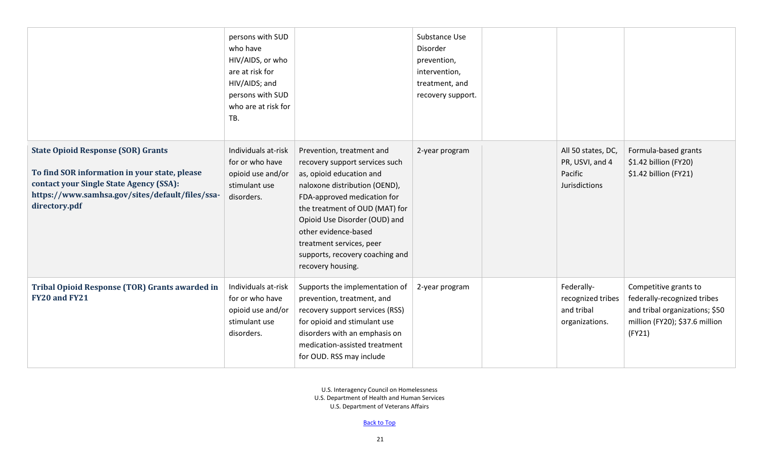| | | | | | | |
|---|---|---|---|---|---|---|
| | persons with SUD who have HIV/AIDS, or who are at risk for HIV/AIDS; and persons with SUD who are at risk for TB. | | Substance Use Disorder prevention, intervention, treatment, and recovery support. | | | |
| **State Opioid Response (SOR) Grants**<br><br>**To find SOR information in your state, please contact your Single State Agency (SSA): https://www.samhsa.gov/sites/default/files/ssa-directory.pdf** | Individuals at-risk for or who have opioid use and/or stimulant use disorders. | Prevention, treatment and recovery support services such as, opioid education and naloxone distribution (OEND), FDA-approved medication for the treatment of OUD (MAT) for Opioid Use Disorder (OUD) and other evidence-based treatment services, peer supports, recovery coaching and recovery housing. | 2-year program | | All 50 states, DC, PR, USVI, and 4 Pacific Jurisdictions | Formula-based grants $1.42 billion (FY20) $1.42 billion (FY21) |
| **Tribal Opioid Response (TOR) Grants awarded in FY20 and FY21** | Individuals at-risk for or who have opioid use and/or stimulant use disorders. | Supports the implementation of prevention, treatment, and recovery support services (RSS) for opioid and stimulant use disorders with an emphasis on medication-assisted treatment for OUD. RSS may include | 2-year program | | Federally-recognized tribes and tribal organizations. | Competitive grants to federally-recognized tribes and tribal organizations; $50 million (FY20); $37.6 million (FY21) |

U.S. Interagency Council on Homelessness
U.S. Department of Health and Human Services
U.S. Department of Veterans Affairs

[Back to Top]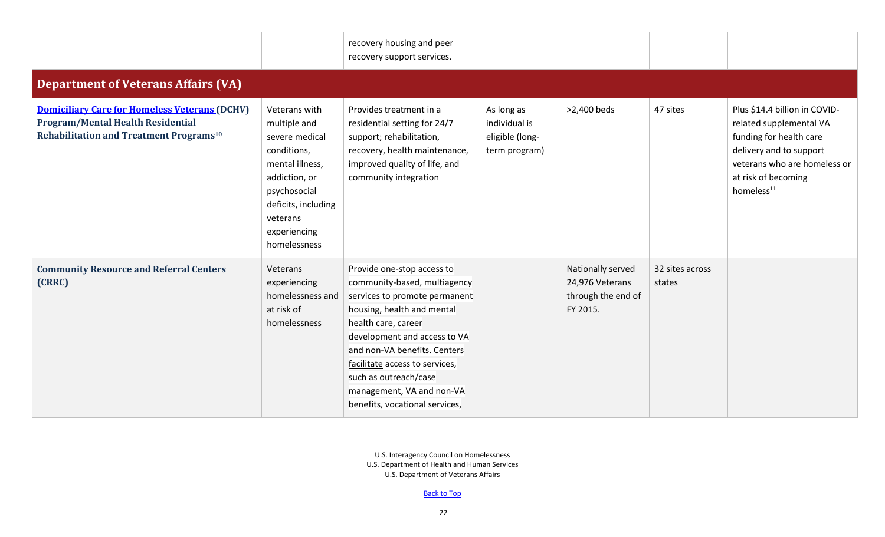| | | recovery housing and peer recovery support services. | | | | |
|---|---|---|---|---|---|---|
| **Department of Veterans Affairs (VA)** | | | | | | |
| **Domiciliary Care for Homeless Veterans (DCHV) Program/Mental Health Residential Rehabilitation and Treatment Programs**[10] | Veterans with multiple and severe medical conditions, mental illness, addiction, or psychosocial deficits, including veterans experiencing homelessness | Provides treatment in a residential setting for 24/7 support; rehabilitation, recovery, health maintenance, improved quality of life, and community integration | As long as individual is eligible (long-term program) | >2,400 beds | 47 sites | Plus $14.4 billion in COVID-related supplemental VA funding for health care delivery and to support veterans who are homeless or at risk of becoming homeless[11] |
| **Community Resource and Referral Centers (CRRC)** | Veterans experiencing homelessness and at risk of homelessness | Provide one-stop access to community-based, multiagency services to promote permanent housing, health and mental health care, career development and access to VA and non-VA benefits. Centers facilitate access to services, such as outreach/case management, VA and non-VA benefits, vocational services, | | Nationally served 24,976 Veterans through the end of FY 2015. | 32 sites across states | |

U.S. Interagency Council on Homelessness
U.S. Department of Health and Human Services
U.S. Department of Veterans Affairs

Back to Top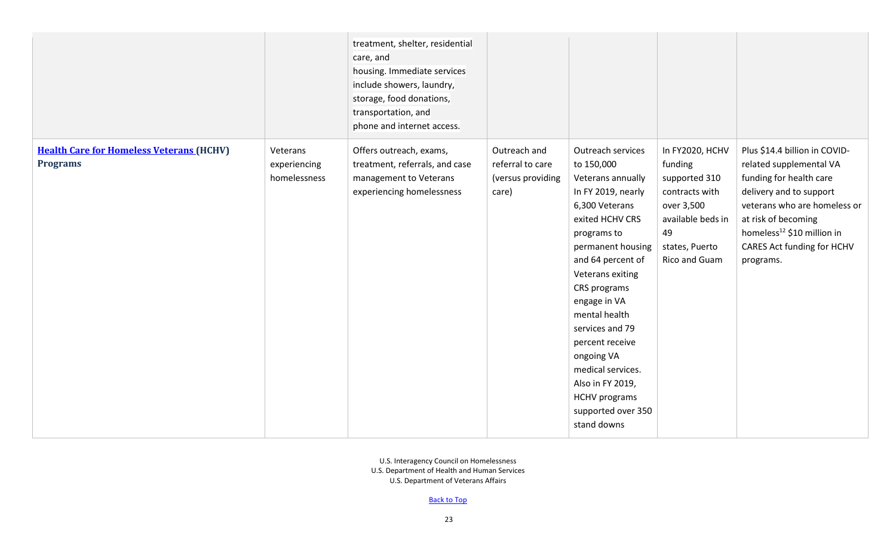| | | | | | | |
|---|---|---|---|---|---|---|
| | | treatment, shelter, residential care, and housing. Immediate services include showers, laundry, storage, food donations, transportation, and phone and internet access. | | | | |
| **Health Care for Homeless Veterans (HCHV) Programs** | Veterans experiencing homelessness | Offers outreach, exams, treatment, referrals, and case management to Veterans experiencing homelessness | Outreach and referral to care (versus providing care) | Outreach services to 150,000 Veterans annually In FY 2019, nearly 6,300 Veterans exited HCHV CRS programs to permanent housing and 64 percent of Veterans exiting CRS programs engage in VA mental health services and 79 percent receive ongoing VA medical services. Also in FY 2019, HCHV programs supported over 350 stand downs | In FY2020, HCHV funding supported 310 contracts with over 3,500 available beds in 49 states, Puerto Rico and Guam | Plus $14.4 billion in COVID-related supplemental VA funding for health care delivery and to support veterans who are homeless or at risk of becoming homeless[12] $10 million in CARES Act funding for HCHV programs. |

U.S. Interagency Council on Homelessness
U.S. Department of Health and Human Services
U.S. Department of Veterans Affairs

Back to Top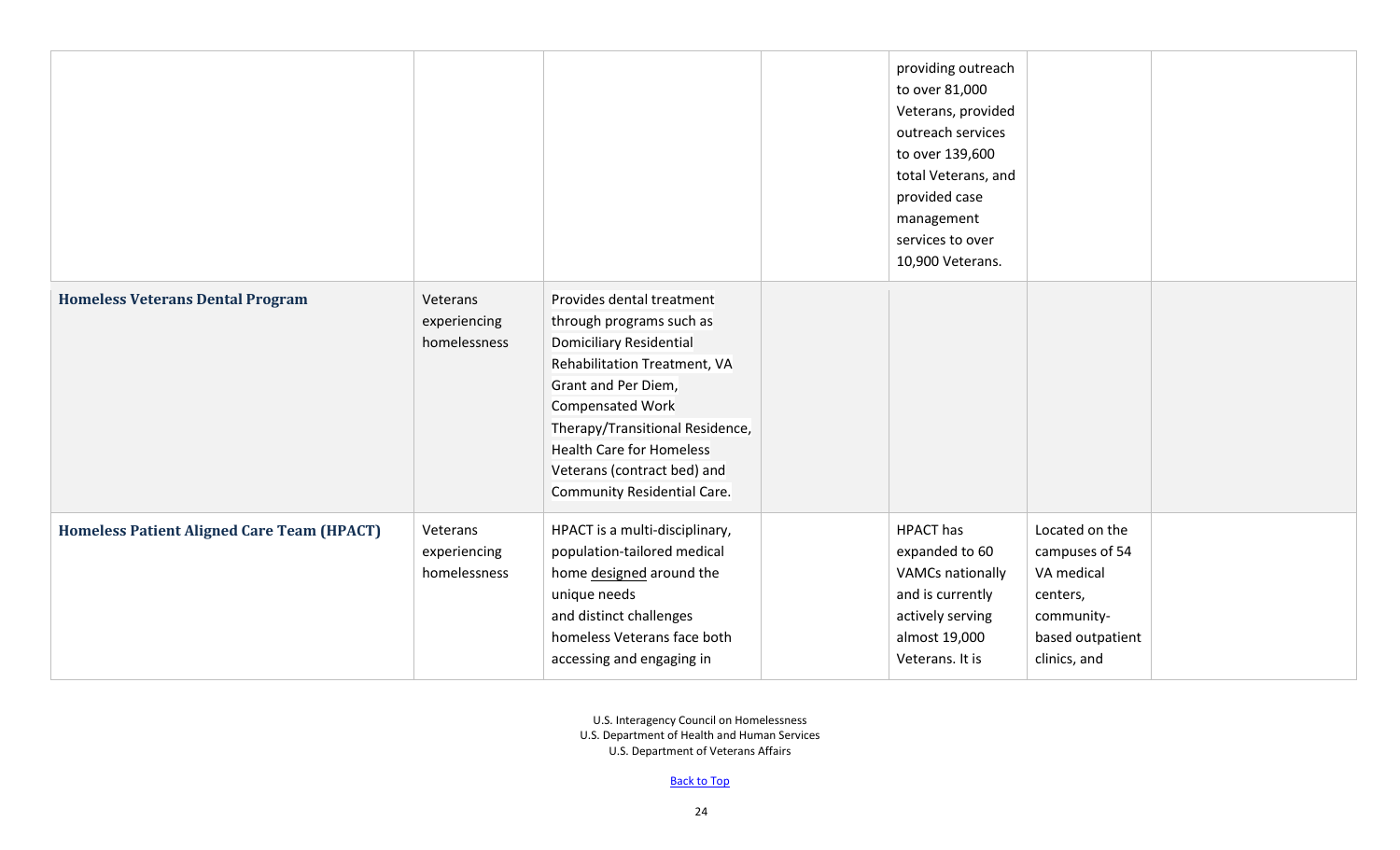| | | | | | | |
|---|---|---|---|---|---|---|
| | | | | providing outreach to over 81,000 Veterans, provided outreach services to over 139,600 total Veterans, and provided case management services to over 10,900 Veterans. | | |
| **Homeless Veterans Dental Program** | Veterans experiencing homelessness | Provides dental treatment through programs such as Domiciliary Residential Rehabilitation Treatment, VA Grant and Per Diem, Compensated Work Therapy/Transitional Residence, Health Care for Homeless Veterans (contract bed) and Community Residential Care. | | | | |
| **Homeless Patient Aligned Care Team (HPACT)** | Veterans experiencing homelessness | HPACT is a multi-disciplinary, population-tailored medical home designed around the unique needs and distinct challenges homeless Veterans face both accessing and engaging in | | HPACT has expanded to 60 VAMCs nationally and is currently actively serving almost 19,000 Veterans. It is | Located on the campuses of 54 VA medical centers, community-based outpatient clinics, and | |

U.S. Interagency Council on Homelessness
U.S. Department of Health and Human Services
U.S. Department of Veterans Affairs

Back to Top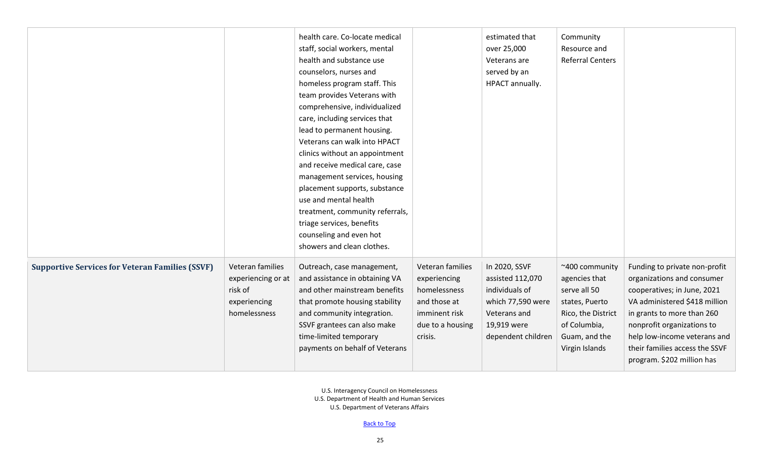| | | | | | | |
|---|---|---|---|---|---|---|
| | | health care. Co-locate medical staff, social workers, mental health and substance use counselors, nurses and homeless program staff. This team provides Veterans with comprehensive, individualized care, including services that lead to permanent housing. Veterans can walk into HPACT clinics without an appointment and receive medical care, case management services, housing placement supports, substance use and mental health treatment, community referrals, triage services, benefits counseling and even hot showers and clean clothes. | | estimated that over 25,000 Veterans are served by an HPACT annually. | Community Resource and Referral Centers | |
| **Supportive Services for Veteran Families (SSVF)** | Veteran families experiencing or at risk of experiencing homelessness | Outreach, case management, and assistance in obtaining VA and other mainstream benefits that promote housing stability and community integration. SSVF grantees can also make time-limited temporary payments on behalf of Veterans | Veteran families experiencing homelessness and those at imminent risk due to a housing crisis. | In 2020, SSVF assisted 112,070 individuals of which 77,590 were Veterans and 19,919 were dependent children | ~400 community agencies that serve all 50 states, Puerto Rico, the District of Columbia, Guam, and the Virgin Islands | Funding to private non-profit organizations and consumer cooperatives; in June, 2021 VA administered $418 million in grants to more than 260 nonprofit organizations to help low-income veterans and their families access the SSVF program. $202 million has |

U.S. Interagency Council on Homelessness
U.S. Department of Health and Human Services
U.S. Department of Veterans Affairs

[Back to Top]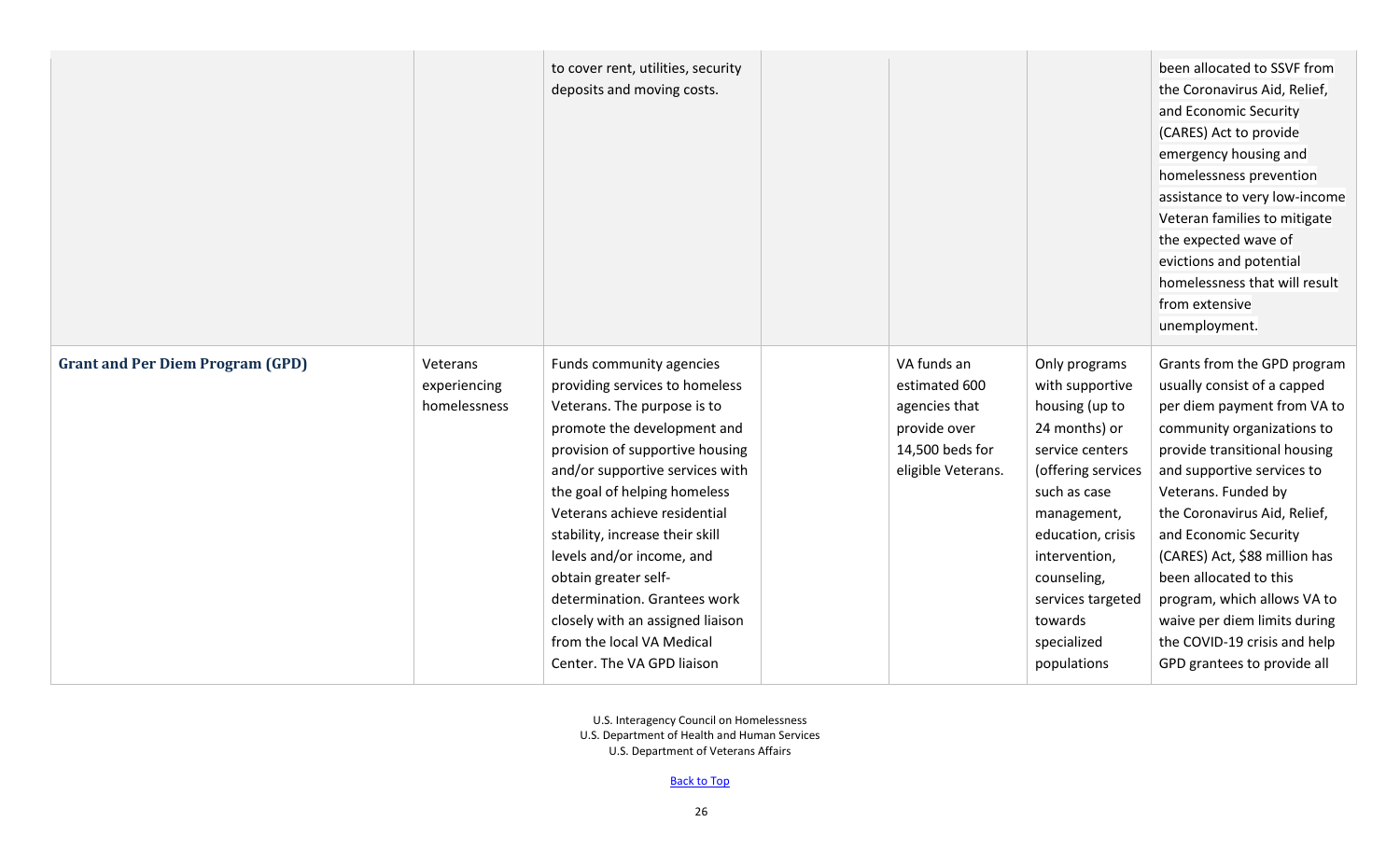| | | | | | | |
|---|---|---|---|---|---|---|
| | | to cover rent, utilities, security deposits and moving costs. | | | | been allocated to SSVF from the Coronavirus Aid, Relief, and Economic Security (CARES) Act to provide emergency housing and homelessness prevention assistance to very low-income Veteran families to mitigate the expected wave of evictions and potential homelessness that will result from extensive unemployment. |
| **Grant and Per Diem Program (GPD)** | Veterans experiencing homelessness | Funds community agencies providing services to homeless Veterans. The purpose is to promote the development and provision of supportive housing and/or supportive services with the goal of helping homeless Veterans achieve residential stability, increase their skill levels and/or income, and obtain greater self-determination. Grantees work closely with an assigned liaison from the local VA Medical Center. The VA GPD liaison | | VA funds an estimated 600 agencies that provide over 14,500 beds for eligible Veterans. | Only programs with supportive housing (up to 24 months) or service centers (offering services such as case management, education, crisis intervention, counseling, services targeted towards specialized populations | Grants from the GPD program usually consist of a capped per diem payment from VA to community organizations to provide transitional housing and supportive services to Veterans. Funded by the Coronavirus Aid, Relief, and Economic Security (CARES) Act, $88 million has been allocated to this program, which allows VA to waive per diem limits during the COVID-19 crisis and help GPD grantees to provide all |

U.S. Interagency Council on Homelessness
U.S. Department of Health and Human Services
U.S. Department of Veterans Affairs

[Back to Top]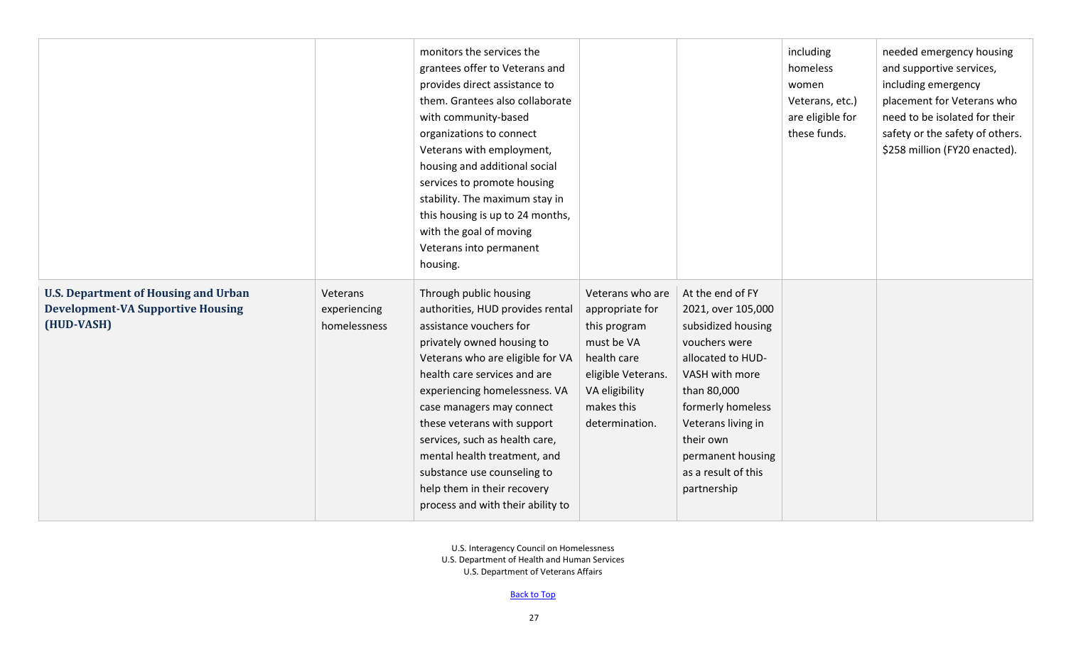| | | | | | | |
|---|---|---|---|---|---|---|
| | | monitors the services the grantees offer to Veterans and provides direct assistance to them. Grantees also collaborate with community-based organizations to connect Veterans with employment, housing and additional social services to promote housing stability. The maximum stay in this housing is up to 24 months, with the goal of moving Veterans into permanent housing. | | | including homeless women Veterans, etc.) are eligible for these funds. | needed emergency housing and supportive services, including emergency placement for Veterans who need to be isolated for their safety or the safety of others. $258 million (FY20 enacted). |
| **U.S. Department of Housing and Urban Development-VA Supportive Housing (HUD-VASH)** | Veterans experiencing homelessness | Through public housing authorities, HUD provides rental assistance vouchers for privately owned housing to Veterans who are eligible for VA health care services and are experiencing homelessness. VA case managers may connect these veterans with support services, such as health care, mental health treatment, and substance use counseling to help them in their recovery process and with their ability to | Veterans who are appropriate for this program must be VA health care eligible Veterans. VA eligibility makes this determination. | At the end of FY 2021, over 105,000 subsidized housing vouchers were allocated to HUD-VASH with more than 80,000 formerly homeless Veterans living in their own permanent housing as a result of this partnership | | |

U.S. Interagency Council on Homelessness
U.S. Department of Health and Human Services
U.S. Department of Veterans Affairs

Back to Top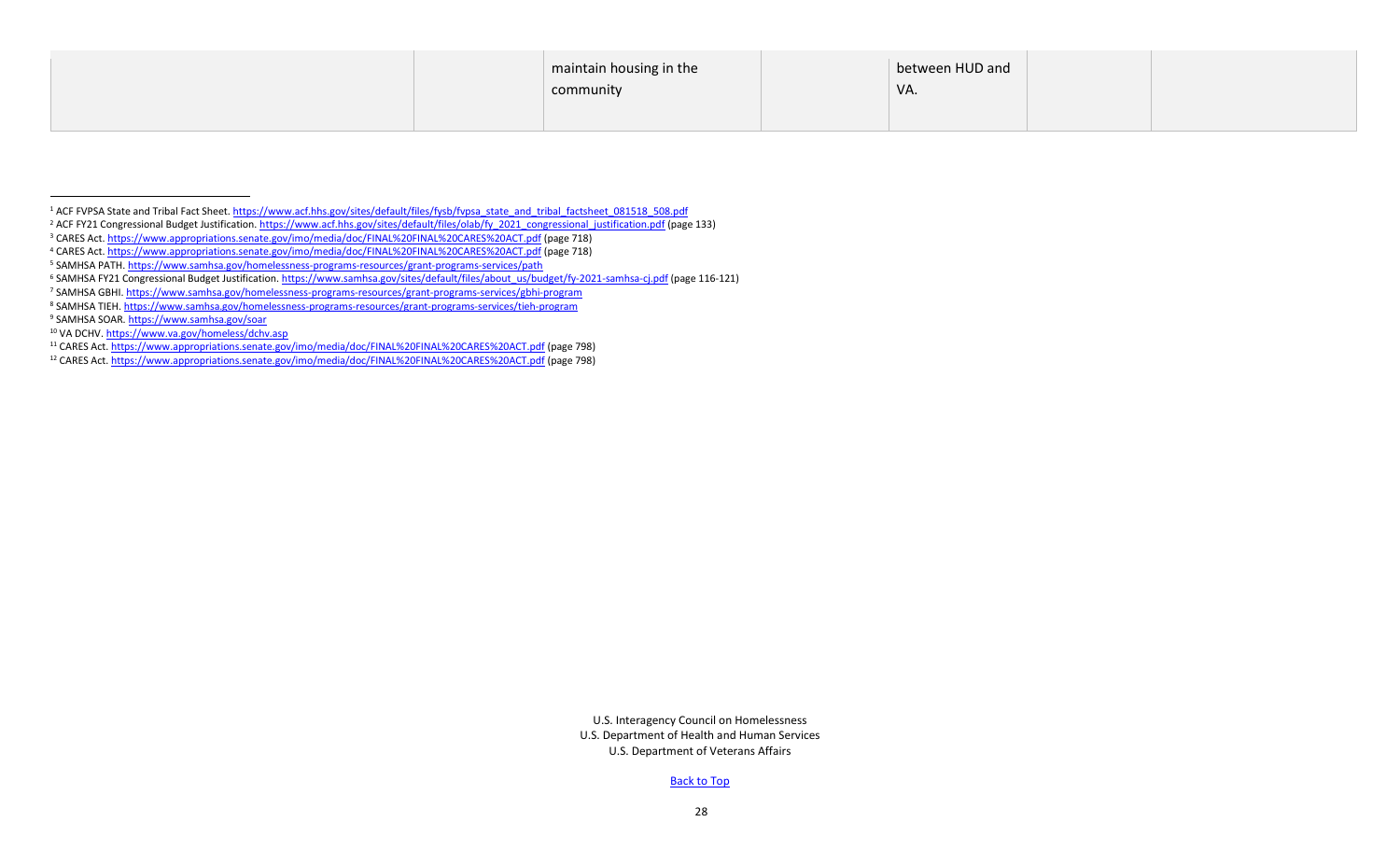| | | | | | | |
|---|---|---|---|---|---|---|
| | | maintain housing in the community | | between HUD and VA. | | |

[1] ACF FVPSA State and Tribal Fact Sheet. https://www.acf.hhs.gov/sites/default/files/fysb/fvpsa_state_and_tribal_factsheet_081518_508.pdf

[2] ACF FY21 Congressional Budget Justification. https://www.acf.hhs.gov/sites/default/files/olab/fy_2021_congressional_justification.pdf (page 133)

[3] CARES Act. https://www.appropriations.senate.gov/imo/media/doc/FINAL%20FINAL%20CARES%20ACT.pdf (page 718)

[4] CARES Act. https://www.appropriations.senate.gov/imo/media/doc/FINAL%20FINAL%20CARES%20ACT.pdf (page 718)

[5] SAMHSA PATH. https://www.samhsa.gov/homelessness-programs-resources/grant-programs-services/path

[6] SAMHSA FY21 Congressional Budget Justification. https://www.samhsa.gov/sites/default/files/about_us/budget/fy-2021-samhsa-cj.pdf (page 116-121)

[7] SAMHSA GBHI. https://www.samhsa.gov/homelessness-programs-resources/grant-programs-services/gbhi-program

[8] SAMHSA TIEH. https://www.samhsa.gov/homelessness-programs-resources/grant-programs-services/tieh-program

[9] SAMHSA SOAR. https://www.samhsa.gov/soar

[10] VA DCHV. https://www.va.gov/homeless/dchv.asp

[11] CARES Act. https://www.appropriations.senate.gov/imo/media/doc/FINAL%20FINAL%20CARES%20ACT.pdf (page 798)

[12] CARES Act. https://www.appropriations.senate.gov/imo/media/doc/FINAL%20FINAL%20CARES%20ACT.pdf (page 798)

U.S. Interagency Council on Homelessness
U.S. Department of Health and Human Services
U.S. Department of Veterans Affairs

Back to Top